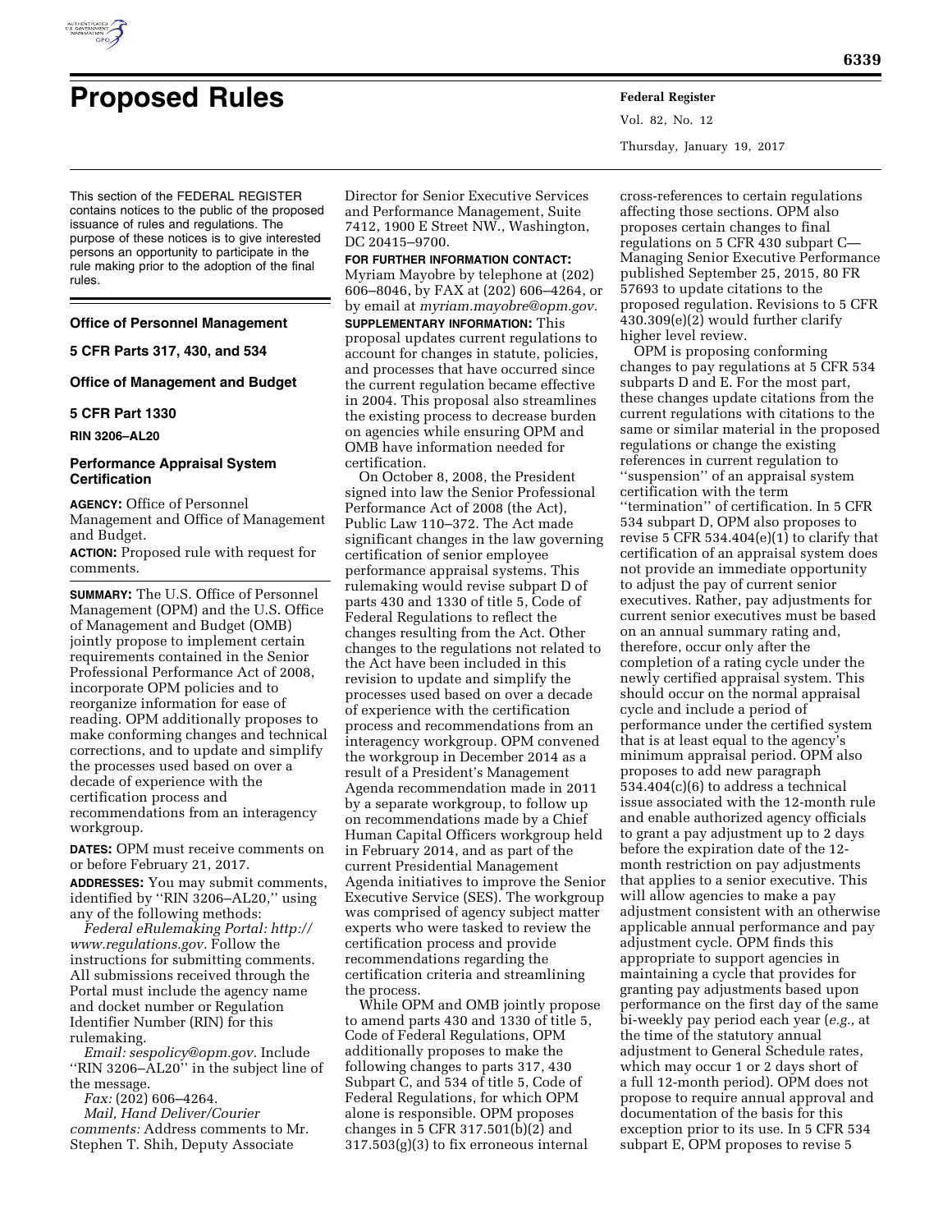# Proposed Rules

This section of the FEDERAL REGISTER contains notices to the public of the proposed issuance of rules and regulations. The purpose of these notices is to give interested persons an opportunity to participate in the rule making prior to the adoption of the final rules.

## Office of Personnel Management

### 5 CFR Parts 317, 430, and 534

## Office of Management and Budget

### 5 CFR Part 1330

**RIN 3206–AL20**

### Performance Appraisal System Certification

**AGENCY:** Office of Personnel Management and Office of Management and Budget.

**ACTION:** Proposed rule with request for comments.

**SUMMARY:** The U.S. Office of Personnel Management (OPM) and the U.S. Office of Management and Budget (OMB) jointly propose to implement certain requirements contained in the Senior Professional Performance Act of 2008, incorporate OPM policies and to reorganize information for ease of reading. OPM additionally proposes to make conforming changes and technical corrections, and to update and simplify the processes used based on over a decade of experience with the certification process and recommendations from an interagency workgroup.

**DATES:** OPM must receive comments on or before February 21, 2017.

**ADDRESSES:** You may submit comments, identified by ''RIN 3206–AL20,'' using any of the following methods:

*Federal eRulemaking Portal: http://www.regulations.gov.* Follow the instructions for submitting comments. All submissions received through the Portal must include the agency name and docket number or Regulation Identifier Number (RIN) for this rulemaking.

*Email: sespolicy@opm.gov.* Include ''RIN 3206–AL20'' in the subject line of the message.

*Fax:* (202) 606–4264.

*Mail, Hand Deliver/Courier comments:* Address comments to Mr. Stephen T. Shih, Deputy Associate Director for Senior Executive Services and Performance Management, Suite 7412, 1900 E Street NW., Washington, DC 20415–9700.

**FOR FURTHER INFORMATION CONTACT:** Myriam Mayobre by telephone at (202) 606–8046, by FAX at (202) 606–4264, or by email at *myriam.mayobre@opm.gov.*

**SUPPLEMENTARY INFORMATION:** This proposal updates current regulations to account for changes in statute, policies, and processes that have occurred since the current regulation became effective in 2004. This proposal also streamlines the existing process to decrease burden on agencies while ensuring OPM and OMB have information needed for certification.

On October 8, 2008, the President signed into law the Senior Professional Performance Act of 2008 (the Act), Public Law 110–372. The Act made significant changes in the law governing certification of senior employee performance appraisal systems. This rulemaking would revise subpart D of parts 430 and 1330 of title 5, Code of Federal Regulations to reflect the changes resulting from the Act. Other changes to the regulations not related to the Act have been included in this revision to update and simplify the processes used based on over a decade of experience with the certification process and recommendations from an interagency workgroup. OPM convened the workgroup in December 2014 as a result of a President's Management Agenda recommendation made in 2011 by a separate workgroup, to follow up on recommendations made by a Chief Human Capital Officers workgroup held in February 2014, and as part of the current Presidential Management Agenda initiatives to improve the Senior Executive Service (SES). The workgroup was comprised of agency subject matter experts who were tasked to review the certification process and provide recommendations regarding the certification criteria and streamlining the process.

While OPM and OMB jointly propose to amend parts 430 and 1330 of title 5, Code of Federal Regulations, OPM additionally proposes to make the following changes to parts 317, 430 Subpart C, and 534 of title 5, Code of Federal Regulations, for which OPM alone is responsible. OPM proposes changes in 5 CFR 317.501(b)(2) and 317.503(g)(3) to fix erroneous internal cross-references to certain regulations affecting those sections. OPM also proposes certain changes to final regulations on 5 CFR 430 subpart C—Managing Senior Executive Performance published September 25, 2015, 80 FR 57693 to update citations to the proposed regulation. Revisions to 5 CFR 430.309(e)(2) would further clarify higher level review.

OPM is proposing conforming changes to pay regulations at 5 CFR 534 subparts D and E. For the most part, these changes update citations from the current regulations with citations to the same or similar material in the proposed regulations or change the existing references in current regulation to ''suspension'' of an appraisal system certification with the term ''termination'' of certification. In 5 CFR 534 subpart D, OPM also proposes to revise 5 CFR 534.404(e)(1) to clarify that certification of an appraisal system does not provide an immediate opportunity to adjust the pay of current senior executives. Rather, pay adjustments for current senior executives must be based on an annual summary rating and, therefore, occur only after the completion of a rating cycle under the newly certified appraisal system. This should occur on the normal appraisal cycle and include a period of performance under the certified system that is at least equal to the agency's minimum appraisal period. OPM also proposes to add new paragraph 534.404(c)(6) to address a technical issue associated with the 12-month rule and enable authorized agency officials to grant a pay adjustment up to 2 days before the expiration date of the 12-month restriction on pay adjustments that applies to a senior executive. This will allow agencies to make a pay adjustment consistent with an otherwise applicable annual performance and pay adjustment cycle. OPM finds this appropriate to support agencies in maintaining a cycle that provides for granting pay adjustments based upon performance on the first day of the same bi-weekly pay period each year (*e.g.,* at the time of the statutory annual adjustment to General Schedule rates, which may occur 1 or 2 days short of a full 12-month period). OPM does not propose to require annual approval and documentation of the basis for this exception prior to its use. In 5 CFR 534 subpart E, OPM proposes to revise 5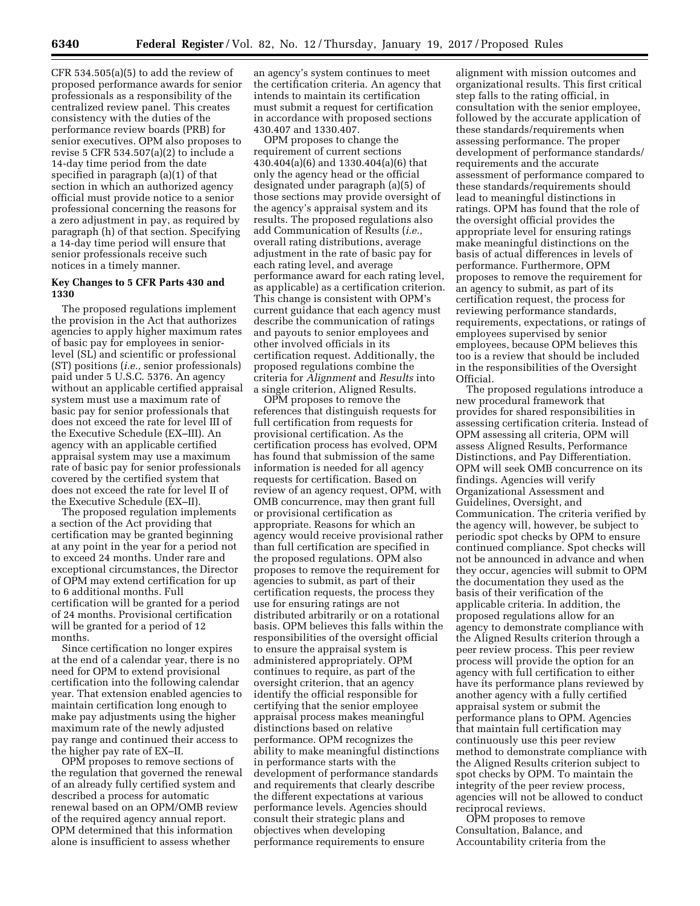CFR 534.505(a)(5) to add the review of proposed performance awards for senior professionals as a responsibility of the centralized review panel. This creates consistency with the duties of the performance review boards (PRB) for senior executives. OPM also proposes to revise 5 CFR 534.507(a)(2) to include a 14-day time period from the date specified in paragraph (a)(1) of that section in which an authorized agency official must provide notice to a senior professional concerning the reasons for a zero adjustment in pay, as required by paragraph (h) of that section. Specifying a 14-day time period will ensure that senior professionals receive such notices in a timely manner.

**Key Changes to 5 CFR Parts 430 and 1330**

The proposed regulations implement the provision in the Act that authorizes agencies to apply higher maximum rates of basic pay for employees in senior-level (SL) and scientific or professional (ST) positions (*i.e.,* senior professionals) paid under 5 U.S.C. 5376. An agency without an applicable certified appraisal system must use a maximum rate of basic pay for senior professionals that does not exceed the rate for level III of the Executive Schedule (EX–III). An agency with an applicable certified appraisal system may use a maximum rate of basic pay for senior professionals covered by the certified system that does not exceed the rate for level II of the Executive Schedule (EX–II).

The proposed regulation implements a section of the Act providing that certification may be granted beginning at any point in the year for a period not to exceed 24 months. Under rare and exceptional circumstances, the Director of OPM may extend certification for up to 6 additional months. Full certification will be granted for a period of 24 months. Provisional certification will be granted for a period of 12 months.

Since certification no longer expires at the end of a calendar year, there is no need for OPM to extend provisional certification into the following calendar year. That extension enabled agencies to maintain certification long enough to make pay adjustments using the higher maximum rate of the newly adjusted pay range and continued their access to the higher pay rate of EX–II.

OPM proposes to remove sections of the regulation that governed the renewal of an already fully certified system and described a process for automatic renewal based on an OPM/OMB review of the required agency annual report. OPM determined that this information alone is insufficient to assess whether an agency's system continues to meet the certification criteria. An agency that intends to maintain its certification must submit a request for certification in accordance with proposed sections 430.407 and 1330.407.

OPM proposes to change the requirement of current sections 430.404(a)(6) and 1330.404(a)(6) that only the agency head or the official designated under paragraph (a)(5) of those sections may provide oversight of the agency's appraisal system and its results. The proposed regulations also add Communication of Results (*i.e.,* overall rating distributions, average adjustment in the rate of basic pay for each rating level, and average performance award for each rating level, as applicable) as a certification criterion. This change is consistent with OPM's current guidance that each agency must describe the communication of ratings and payouts to senior employees and other involved officials in its certification request. Additionally, the proposed regulations combine the criteria for *Alignment* and *Results* into a single criterion, Aligned Results.

OPM proposes to remove the references that distinguish requests for full certification from requests for provisional certification. As the certification process has evolved, OPM has found that submission of the same information is needed for all agency requests for certification. Based on review of an agency request, OPM, with OMB concurrence, may then grant full or provisional certification as appropriate. Reasons for which an agency would receive provisional rather than full certification are specified in the proposed regulations. OPM also proposes to remove the requirement for agencies to submit, as part of their certification requests, the process they use for ensuring ratings are not distributed arbitrarily or on a rotational basis. OPM believes this falls within the responsibilities of the oversight official to ensure the appraisal system is administered appropriately. OPM continues to require, as part of the oversight criterion, that an agency identify the official responsible for certifying that the senior employee appraisal process makes meaningful distinctions based on relative performance. OPM recognizes the ability to make meaningful distinctions in performance starts with the development of performance standards and requirements that clearly describe the different expectations at various performance levels. Agencies should consult their strategic plans and objectives when developing performance requirements to ensure alignment with mission outcomes and organizational results. This first critical step falls to the rating official, in consultation with the senior employee, followed by the accurate application of these standards/requirements when assessing performance. The proper development of performance standards/requirements and the accurate assessment of performance compared to these standards/requirements should lead to meaningful distinctions in ratings. OPM has found that the role of the oversight official provides the appropriate level for ensuring ratings make meaningful distinctions on the basis of actual differences in levels of performance. Furthermore, OPM proposes to remove the requirement for an agency to submit, as part of its certification request, the process for reviewing performance standards, requirements, expectations, or ratings of employees supervised by senior employees, because OPM believes this too is a review that should be included in the responsibilities of the Oversight Official.

The proposed regulations introduce a new procedural framework that provides for shared responsibilities in assessing certification criteria. Instead of OPM assessing all criteria, OPM will assess Aligned Results, Performance Distinctions, and Pay Differentiation. OPM will seek OMB concurrence on its findings. Agencies will verify Organizational Assessment and Guidelines, Oversight, and Communication. The criteria verified by the agency will, however, be subject to periodic spot checks by OPM to ensure continued compliance. Spot checks will not be announced in advance and when they occur, agencies will submit to OPM the documentation they used as the basis of their verification of the applicable criteria. In addition, the proposed regulations allow for an agency to demonstrate compliance with the Aligned Results criterion through a peer review process. This peer review process will provide the option for an agency with full certification to either have its performance plans reviewed by another agency with a fully certified appraisal system or submit the performance plans to OPM. Agencies that maintain full certification may continuously use this peer review method to demonstrate compliance with the Aligned Results criterion subject to spot checks by OPM. To maintain the integrity of the peer review process, agencies will not be allowed to conduct reciprocal reviews.

OPM proposes to remove Consultation, Balance, and Accountability criteria from the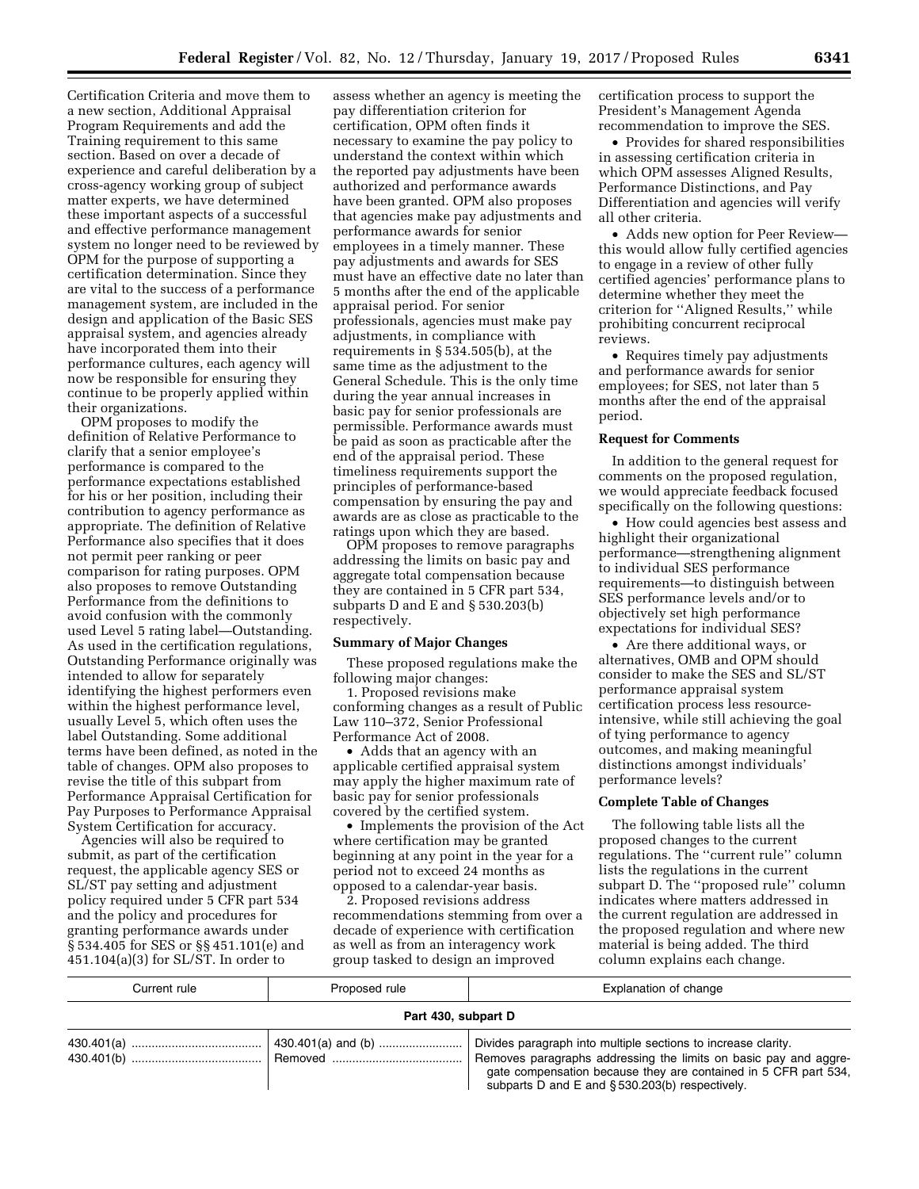Certification Criteria and move them to a new section, Additional Appraisal Program Requirements and add the Training requirement to this same section. Based on over a decade of experience and careful deliberation by a cross-agency working group of subject matter experts, we have determined these important aspects of a successful and effective performance management system no longer need to be reviewed by OPM for the purpose of supporting a certification determination. Since they are vital to the success of a performance management system, are included in the design and application of the Basic SES appraisal system, and agencies already have incorporated them into their performance cultures, each agency will now be responsible for ensuring they continue to be properly applied within their organizations.

OPM proposes to modify the definition of Relative Performance to clarify that a senior employee's performance is compared to the performance expectations established for his or her position, including their contribution to agency performance as appropriate. The definition of Relative Performance also specifies that it does not permit peer ranking or peer comparison for rating purposes. OPM also proposes to remove Outstanding Performance from the definitions to avoid confusion with the commonly used Level 5 rating label—Outstanding. As used in the certification regulations, Outstanding Performance originally was intended to allow for separately identifying the highest performers even within the highest performance level, usually Level 5, which often uses the label Outstanding. Some additional terms have been defined, as noted in the table of changes. OPM also proposes to revise the title of this subpart from Performance Appraisal Certification for Pay Purposes to Performance Appraisal System Certification for accuracy.

Agencies will also be required to submit, as part of the certification request, the applicable agency SES or SL/ST pay setting and adjustment policy required under 5 CFR part 534 and the policy and procedures for granting performance awards under § 534.405 for SES or §§ 451.101(e) and 451.104(a)(3) for SL/ST. In order to assess whether an agency is meeting the pay differentiation criterion for certification, OPM often finds it necessary to examine the pay policy to understand the context within which the reported pay adjustments have been authorized and performance awards have been granted. OPM also proposes that agencies make pay adjustments and performance awards for senior employees in a timely manner. These pay adjustments and awards for SES must have an effective date no later than 5 months after the end of the applicable appraisal period. For senior professionals, agencies must make pay adjustments, in compliance with requirements in § 534.505(b), at the same time as the adjustment to the General Schedule. This is the only time during the year annual increases in basic pay for senior professionals are permissible. Performance awards must be paid as soon as practicable after the end of the appraisal period. These timeliness requirements support the principles of performance-based compensation by ensuring the pay and awards are as close as practicable to the ratings upon which they are based.

OPM proposes to remove paragraphs addressing the limits on basic pay and aggregate total compensation because they are contained in 5 CFR part 534, subparts D and E and § 530.203(b) respectively.

## Summary of Major Changes

These proposed regulations make the following major changes:

1. Proposed revisions make conforming changes as a result of Public Law 110–372, Senior Professional Performance Act of 2008.

- Adds that an agency with an applicable certified appraisal system may apply the higher maximum rate of basic pay for senior professionals covered by the certified system.
- Implements the provision of the Act where certification may be granted beginning at any point in the year for a period not to exceed 24 months as opposed to a calendar-year basis.

2. Proposed revisions address recommendations stemming from over a decade of experience with certification as well as from an interagency work group tasked to design an improved certification process to support the President's Management Agenda recommendation to improve the SES.

- Provides for shared responsibilities in assessing certification criteria in which OPM assesses Aligned Results, Performance Distinctions, and Pay Differentiation and agencies will verify all other criteria.
- Adds new option for Peer Review—this would allow fully certified agencies to engage in a review of other fully certified agencies' performance plans to determine whether they meet the criterion for "Aligned Results," while prohibiting concurrent reciprocal reviews.
- Requires timely pay adjustments and performance awards for senior employees; for SES, not later than 5 months after the end of the appraisal period.

## Request for Comments

In addition to the general request for comments on the proposed regulation, we would appreciate feedback focused specifically on the following questions:

- How could agencies best assess and highlight their organizational performance—strengthening alignment to individual SES performance requirements—to distinguish between SES performance levels and/or to objectively set high performance expectations for individual SES?
- Are there additional ways, or alternatives, OMB and OPM should consider to make the SES and SL/ST performance appraisal system certification process less resource-intensive, while still achieving the goal of tying performance to agency outcomes, and making meaningful distinctions amongst individuals' performance levels?

## Complete Table of Changes

The following table lists all the proposed changes to the current regulations. The "current rule" column lists the regulations in the current subpart D. The "proposed rule" column indicates where matters addressed in the current regulation are addressed in the proposed regulation and where new material is being added. The third column explains each change.

| Current rule | Proposed rule | Explanation of change |
|---|---|---|
| **Part 430, subpart D** | | |
| 430.401(a) | 430.401(a) and (b) | Divides paragraph into multiple sections to increase clarity. |
| 430.401(b) | Removed | Removes paragraphs addressing the limits on basic pay and aggregate compensation because they are contained in 5 CFR part 534, subparts D and E and § 530.203(b) respectively. |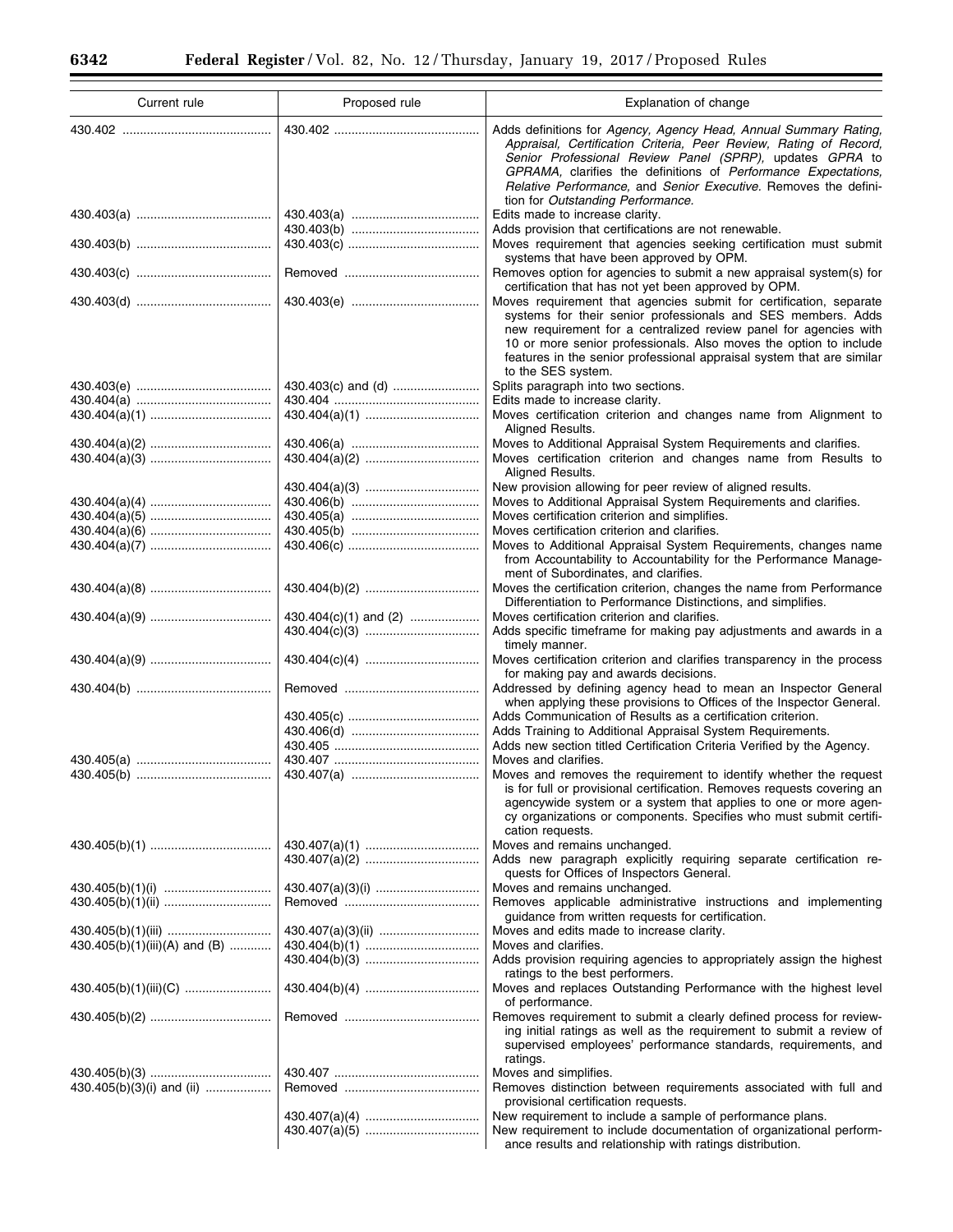| Current rule | Proposed rule | Explanation of change |
| --- | --- | --- |
| 430.402 | 430.402 | Adds definitions for *Agency, Agency Head, Annual Summary Rating, Appraisal, Certification Criteria, Peer Review, Rating of Record, Senior Professional Review Panel (SPRP),* updates *GPRA* to *GPRAMA,* clarifies the definitions of *Performance Expectations, Relative Performance,* and *Senior Executive.* Removes the definition for *Outstanding Performance.* |
| 430.403(a) | 430.403(a) | Edits made to increase clarity. |
| | 430.403(b) | Adds provision that certifications are not renewable. |
| 430.403(b) | 430.403(c) | Moves requirement that agencies seeking certification must submit systems that have been approved by OPM. |
| 430.403(c) | Removed | Removes option for agencies to submit a new appraisal system(s) for certification that has not yet been approved by OPM. |
| 430.403(d) | 430.403(e) | Moves requirement that agencies submit for certification, separate systems for their senior professionals and SES members. Adds new requirement for a centralized review panel for agencies with 10 or more senior professionals. Also moves the option to include features in the senior professional appraisal system that are similar to the SES system. |
| 430.403(e) | 430.403(c) and (d) | Splits paragraph into two sections. |
| 430.404(a) | 430.404 | Edits made to increase clarity. |
| 430.404(a)(1) | 430.404(a)(1) | Moves certification criterion and changes name from Alignment to Aligned Results. |
| 430.404(a)(2) | 430.406(a) | Moves to Additional Appraisal System Requirements and clarifies. |
| 430.404(a)(3) | 430.404(a)(2) | Moves certification criterion and changes name from Results to Aligned Results. |
| | 430.404(a)(3) | New provision allowing for peer review of aligned results. |
| 430.404(a)(4) | 430.406(b) | Moves to Additional Appraisal System Requirements and clarifies. |
| 430.404(a)(5) | 430.405(a) | Moves certification criterion and simplifies. |
| 430.404(a)(6) | 430.405(b) | Moves certification criterion and clarifies. |
| 430.404(a)(7) | 430.406(c) | Moves to Additional Appraisal System Requirements, changes name from Accountability to Accountability for the Performance Management of Subordinates, and clarifies. |
| 430.404(a)(8) | 430.404(b)(2) | Moves the certification criterion, changes the name from Performance Differentiation to Performance Distinctions, and simplifies. |
| 430.404(a)(9) | 430.404(c)(1) and (2) | Moves certification criterion and clarifies. |
| | 430.404(c)(3) | Adds specific timeframe for making pay adjustments and awards in a timely manner. |
| 430.404(a)(9) | 430.404(c)(4) | Moves certification criterion and clarifies transparency in the process for making pay and awards decisions. |
| 430.404(b) | Removed | Addressed by defining agency head to mean an Inspector General when applying these provisions to Offices of the Inspector General. |
| | 430.405(c) | Adds Communication of Results as a certification criterion. |
| | 430.406(d) | Adds Training to Additional Appraisal System Requirements. |
| | 430.405 | Adds new section titled Certification Criteria Verified by the Agency. |
| 430.405(a) | 430.407 | Moves and clarifies. |
| 430.405(b) | 430.407(a) | Moves and removes the requirement to identify whether the request is for full or provisional certification. Removes requests covering an agencywide system or a system that applies to one or more agency organizations or components. Specifies who must submit certification requests. |
| 430.405(b)(1) | 430.407(a)(1) | Moves and remains unchanged. |
| | 430.407(a)(2) | Adds new paragraph explicitly requiring separate certification requests for Offices of Inspectors General. |
| 430.405(b)(1)(i) | 430.407(a)(3)(i) | Moves and remains unchanged. |
| 430.405(b)(1)(ii) | Removed | Removes applicable administrative instructions and implementing guidance from written requests for certification. |
| 430.405(b)(1)(iii) | 430.407(a)(3)(ii) | Moves and edits made to increase clarity. |
| 430.405(b)(1)(iii)(A) and (B) | 430.404(b)(1) | Moves and clarifies. |
| | 430.404(b)(3) | Adds provision requiring agencies to appropriately assign the highest ratings to the best performers. |
| 430.405(b)(1)(iii)(C) | 430.404(b)(4) | Moves and replaces Outstanding Performance with the highest level of performance. |
| 430.405(b)(2) | Removed | Removes requirement to submit a clearly defined process for reviewing initial ratings as well as the requirement to submit a review of supervised employees' performance standards, requirements, and ratings. |
| 430.405(b)(3) | 430.407 | Moves and simplifies. |
| 430.405(b)(3)(i) and (ii) | Removed | Removes distinction between requirements associated with full and provisional certification requests. |
| | 430.407(a)(4) | New requirement to include a sample of performance plans. |
| | 430.407(a)(5) | New requirement to include documentation of organizational performance results and relationship with ratings distribution. |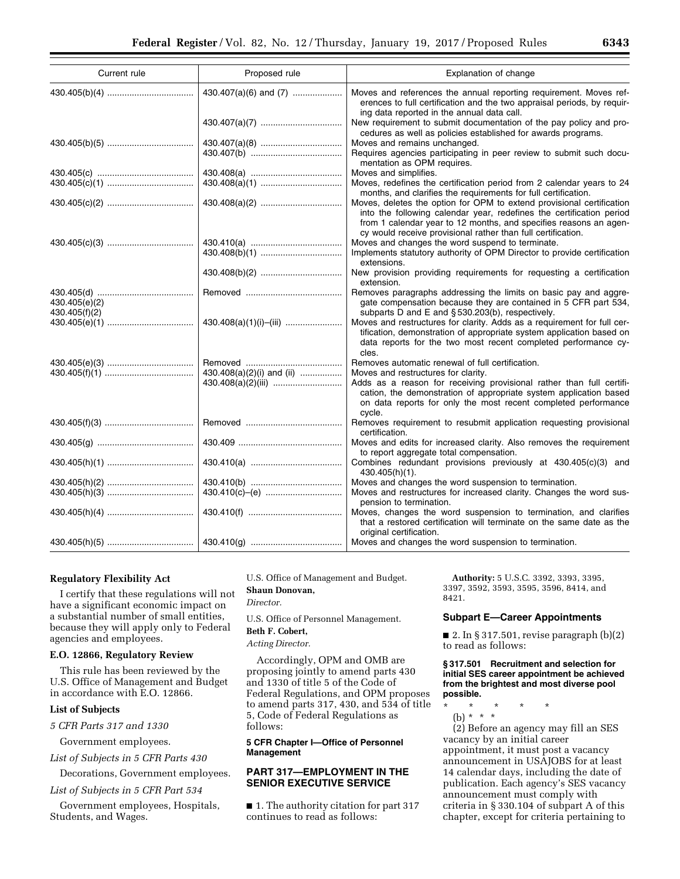| Current rule | Proposed rule | Explanation of change |
|---|---|---|
| 430.405(b)(4) | 430.407(a)(6) and (7) | Moves and references the annual reporting requirement. Moves references to full certification and the two appraisal periods, by requiring data reported in the annual data call. |
| | 430.407(a)(7) | New requirement to submit documentation of the pay policy and procedures as well as policies established for awards programs. |
| 430.405(b)(5) | 430.407(a)(8) | Moves and remains unchanged. |
| | 430.407(b) | Requires agencies participating in peer review to submit such documentation as OPM requires. |
| 430.405(c) | 430.408(a) | Moves and simplifies. |
| 430.405(c)(1) | 430.408(a)(1) | Moves, redefines the certification period from 2 calendar years to 24 months, and clarifies the requirements for full certification. |
| 430.405(c)(2) | 430.408(a)(2) | Moves, deletes the option for OPM to extend provisional certification into the following calendar year, redefines the certification period from 1 calendar year to 12 months, and specifies reasons an agency would receive provisional rather than full certification. |
| 430.405(c)(3) | 430.410(a) | Moves and changes the word suspend to terminate. |
| | 430.408(b)(1) | Implements statutory authority of OPM Director to provide certification extensions. |
| | 430.408(b)(2) | New provision providing requirements for requesting a certification extension. |
| 430.405(d)<br>430.405(e)(2)<br>430.405(f)(2) | Removed | Removes paragraphs addressing the limits on basic pay and aggregate compensation because they are contained in 5 CFR part 534, subparts D and E and § 530.203(b), respectively. |
| 430.405(e)(1) | 430.408(a)(1)(i)–(iii) | Moves and restructures for clarity. Adds as a requirement for full certification, demonstration of appropriate system application based on data reports for the two most recent completed performance cycles. |
| 430.405(e)(3) | Removed | Removes automatic renewal of full certification. |
| 430.405(f)(1) | 430.408(a)(2)(i) and (ii) | Moves and restructures for clarity. |
| | 430.408(a)(2)(iii) | Adds as a reason for receiving provisional rather than full certification, the demonstration of appropriate system application based on data reports for only the most recent completed performance cycle. |
| 430.405(f)(3) | Removed | Removes requirement to resubmit application requesting provisional certification. |
| 430.405(g) | 430.409 | Moves and edits for increased clarity. Also removes the requirement to report aggregate total compensation. |
| 430.405(h)(1) | 430.410(a) | Combines redundant provisions previously at 430.405(c)(3) and 430.405(h)(1). |
| 430.405(h)(2) | 430.410(b) | Moves and changes the word suspension to termination. |
| 430.405(h)(3) | 430.410(c)–(e) | Moves and restructures for increased clarity. Changes the word suspension to termination. |
| 430.405(h)(4) | 430.410(f) | Moves, changes the word suspension to termination, and clarifies that a restored certification will terminate on the same date as the original certification. |
| 430.405(h)(5) | 430.410(g) | Moves and changes the word suspension to termination. |

**Regulatory Flexibility Act**

I certify that these regulations will not have a significant economic impact on a substantial number of small entities, because they will apply only to Federal agencies and employees.

**E.O. 12866, Regulatory Review**

This rule has been reviewed by the U.S. Office of Management and Budget in accordance with E.O. 12866.

**List of Subjects**

*5 CFR Parts 317 and 1330*

Government employees.

*List of Subjects in 5 CFR Parts 430*

Decorations, Government employees.

*List of Subjects in 5 CFR Part 534*

Government employees, Hospitals, Students, and Wages.

U.S. Office of Management and Budget.

**Shaun Donovan,**

*Director.*

U.S. Office of Personnel Management.

**Beth F. Cobert,**

*Acting Director.*

Accordingly, OPM and OMB are proposing jointly to amend parts 430 and 1330 of title 5 of the Code of Federal Regulations, and OPM proposes to amend parts 317, 430, and 534 of title 5, Code of Federal Regulations as follows:

**5 CFR Chapter I—Office of Personnel Management**

## PART 317—EMPLOYMENT IN THE SENIOR EXECUTIVE SERVICE

■ 1. The authority citation for part 317 continues to read as follows:

**Authority:** 5 U.S.C. 3392, 3393, 3395, 3397, 3592, 3593, 3595, 3596, 8414, and 8421.

### Subpart E—Career Appointments

■ 2. In § 317.501, revise paragraph (b)(2) to read as follows:

**§ 317.501 Recruitment and selection for initial SES career appointment be achieved from the brightest and most diverse pool possible.**

\* \* \* \* \*

(b) \* \* \*

(2) Before an agency may fill an SES vacancy by an initial career appointment, it must post a vacancy announcement in USAJOBS for at least 14 calendar days, including the date of publication. Each agency's SES vacancy announcement must comply with criteria in § 330.104 of subpart A of this chapter, except for criteria pertaining to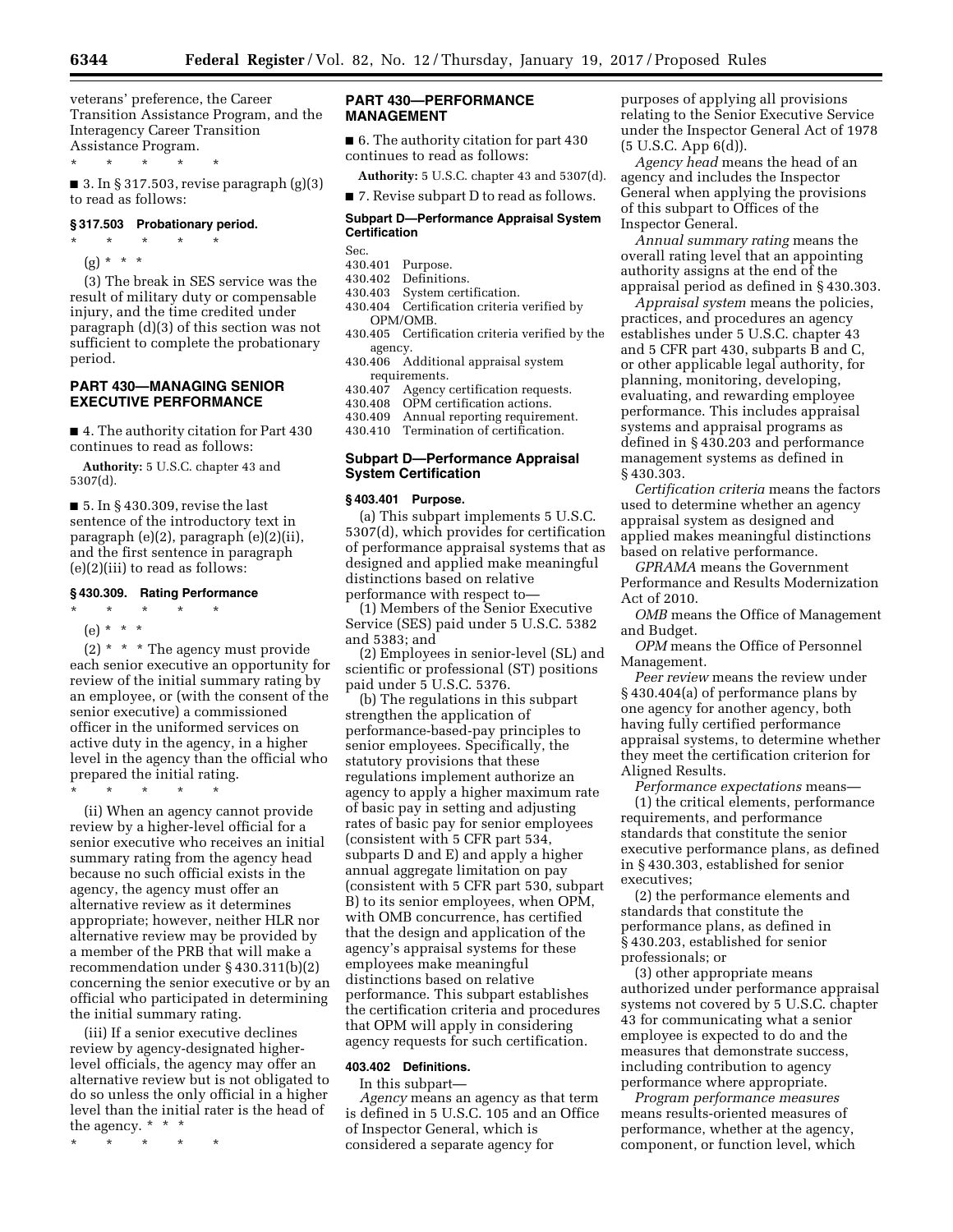veterans' preference, the Career Transition Assistance Program, and the Interagency Career Transition Assistance Program.

\* \* \* \* \*

■ 3. In § 317.503, revise paragraph (g)(3) to read as follows:

### § 317.503 Probationary period.

\* \* \* \* \*

(g) \* \* \*

(3) The break in SES service was the result of military duty or compensable injury, and the time credited under paragraph (d)(3) of this section was not sufficient to complete the probationary period.

## PART 430—MANAGING SENIOR EXECUTIVE PERFORMANCE

■ 4. The authority citation for Part 430 continues to read as follows:

**Authority:** 5 U.S.C. chapter 43 and 5307(d).

■ 5. In § 430.309, revise the last sentence of the introductory text in paragraph (e)(2), paragraph (e)(2)(ii), and the first sentence in paragraph (e)(2)(iii) to read as follows:

### § 430.309. Rating Performance

\* \* \* \* \*

(e) \* \* \*

(2) \* \* \* The agency must provide each senior executive an opportunity for review of the initial summary rating by an employee, or (with the consent of the senior executive) a commissioned officer in the uniformed services on active duty in the agency, in a higher level in the agency than the official who prepared the initial rating.

\* \* \* \* \*

(ii) When an agency cannot provide review by a higher-level official for a senior executive who receives an initial summary rating from the agency head because no such official exists in the agency, the agency must offer an alternative review as it determines appropriate; however, neither HLR nor alternative review may be provided by a member of the PRB that will make a recommendation under § 430.311(b)(2) concerning the senior executive or by an official who participated in determining the initial summary rating.

(iii) If a senior executive declines review by agency-designated higher-level officials, the agency may offer an alternative review but is not obligated to do so unless the only official in a higher level than the initial rater is the head of the agency. \* \* \*

\* \* \* \* \*

## PART 430—PERFORMANCE MANAGEMENT

■ 6. The authority citation for part 430 continues to read as follows:

**Authority:** 5 U.S.C. chapter 43 and 5307(d).

■ 7. Revise subpart D to read as follows.

### Subpart D—Performance Appraisal System Certification

Sec.
430.401 Purpose.
430.402 Definitions.
430.403 System certification.
430.404 Certification criteria verified by OPM/OMB.
430.405 Certification criteria verified by the agency.
430.406 Additional appraisal system requirements.
430.407 Agency certification requests.
430.408 OPM certification actions.
430.409 Annual reporting requirement.
430.410 Termination of certification.

### Subpart D—Performance Appraisal System Certification

### § 403.401 Purpose.

(a) This subpart implements 5 U.S.C. 5307(d), which provides for certification of performance appraisal systems that as designed and applied make meaningful distinctions based on relative performance with respect to—

(1) Members of the Senior Executive Service (SES) paid under 5 U.S.C. 5382 and 5383; and

(2) Employees in senior-level (SL) and scientific or professional (ST) positions paid under 5 U.S.C. 5376.

(b) The regulations in this subpart strengthen the application of performance-based-pay principles to senior employees. Specifically, the statutory provisions that these regulations implement authorize an agency to apply a higher maximum rate of basic pay in setting and adjusting rates of basic pay for senior employees (consistent with 5 CFR part 534, subparts D and E) and apply a higher annual aggregate limitation on pay (consistent with 5 CFR part 530, subpart B) to its senior employees, when OPM, with OMB concurrence, has certified that the design and application of the agency's appraisal systems for these employees make meaningful distinctions based on relative performance. This subpart establishes the certification criteria and procedures that OPM will apply in considering agency requests for such certification.

### 403.402 Definitions.

In this subpart—

*Agency* means an agency as that term is defined in 5 U.S.C. 105 and an Office of Inspector General, which is considered a separate agency for purposes of applying all provisions relating to the Senior Executive Service under the Inspector General Act of 1978 (5 U.S.C. App 6(d)).

*Agency head* means the head of an agency and includes the Inspector General when applying the provisions of this subpart to Offices of the Inspector General.

*Annual summary rating* means the overall rating level that an appointing authority assigns at the end of the appraisal period as defined in § 430.303.

*Appraisal system* means the policies, practices, and procedures an agency establishes under 5 U.S.C. chapter 43 and 5 CFR part 430, subparts B and C, or other applicable legal authority, for planning, monitoring, developing, evaluating, and rewarding employee performance. This includes appraisal systems and appraisal programs as defined in § 430.203 and performance management systems as defined in § 430.303.

*Certification criteria* means the factors used to determine whether an agency appraisal system as designed and applied makes meaningful distinctions based on relative performance.

*GPRAMA* means the Government Performance and Results Modernization Act of 2010.

*OMB* means the Office of Management and Budget.

*OPM* means the Office of Personnel Management.

*Peer review* means the review under § 430.404(a) of performance plans by one agency for another agency, both having fully certified performance appraisal systems, to determine whether they meet the certification criterion for Aligned Results.

*Performance expectations* means—

(1) the critical elements, performance requirements, and performance standards that constitute the senior executive performance plans, as defined in § 430.303, established for senior executives;

(2) the performance elements and standards that constitute the performance plans, as defined in § 430.203, established for senior professionals; or

(3) other appropriate means authorized under performance appraisal systems not covered by 5 U.S.C. chapter 43 for communicating what a senior employee is expected to do and the measures that demonstrate success, including contribution to agency performance where appropriate.

*Program performance measures* means results-oriented measures of performance, whether at the agency, component, or function level, which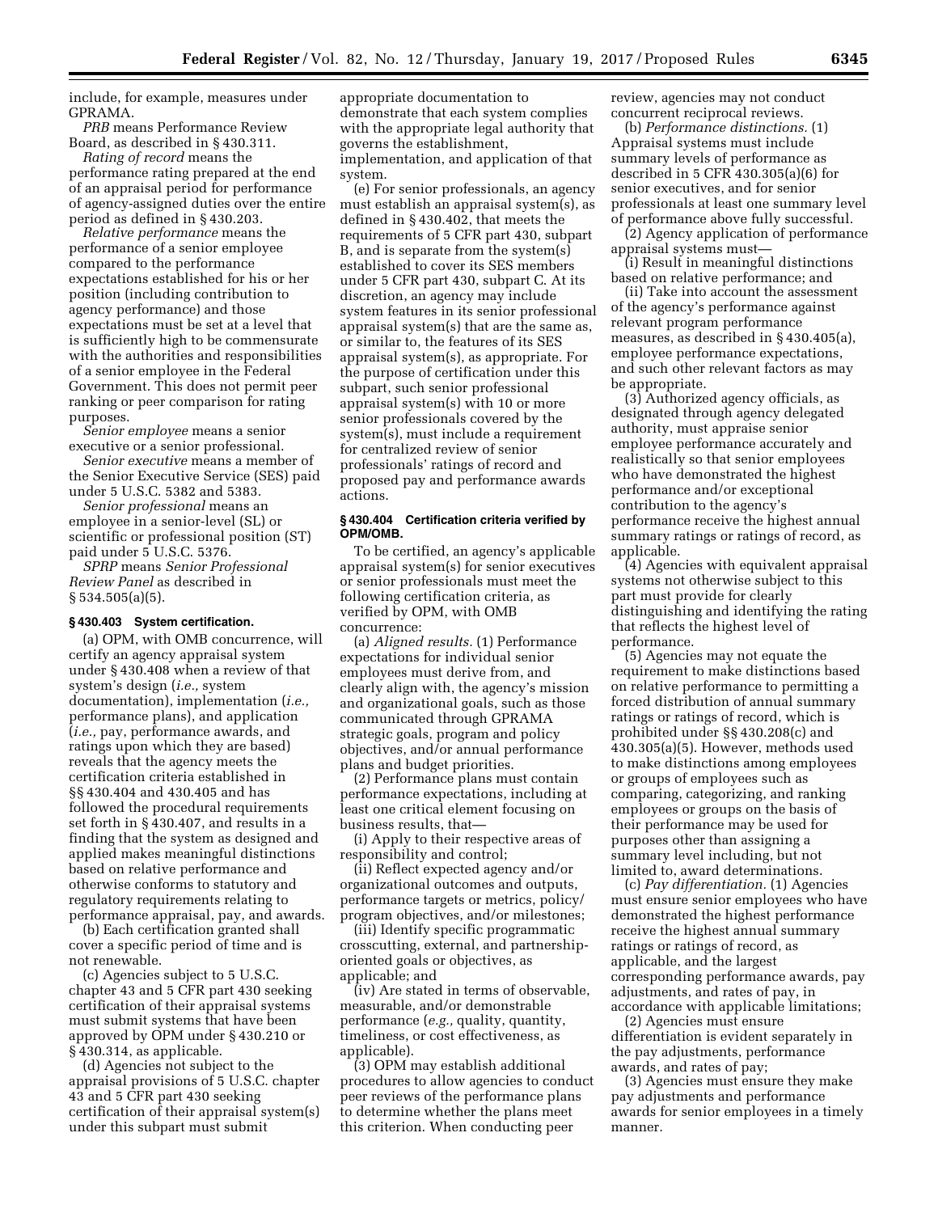include, for example, measures under GPRAMA.

*PRB* means Performance Review Board, as described in § 430.311.

*Rating of record* means the performance rating prepared at the end of an appraisal period for performance of agency-assigned duties over the entire period as defined in § 430.203.

*Relative performance* means the performance of a senior employee compared to the performance expectations established for his or her position (including contribution to agency performance) and those expectations must be set at a level that is sufficiently high to be commensurate with the authorities and responsibilities of a senior employee in the Federal Government. This does not permit peer ranking or peer comparison for rating purposes.

*Senior employee* means a senior executive or a senior professional.

*Senior executive* means a member of the Senior Executive Service (SES) paid under 5 U.S.C. 5382 and 5383.

*Senior professional* means an employee in a senior-level (SL) or scientific or professional position (ST) paid under 5 U.S.C. 5376.

*SPRP* means *Senior Professional Review Panel* as described in § 534.505(a)(5).

**§ 430.403 System certification.**

(a) OPM, with OMB concurrence, will certify an agency appraisal system under § 430.408 when a review of that system's design (*i.e.,* system documentation), implementation (*i.e.,* performance plans), and application (*i.e.,* pay, performance awards, and ratings upon which they are based) reveals that the agency meets the certification criteria established in §§ 430.404 and 430.405 and has followed the procedural requirements set forth in § 430.407, and results in a finding that the system as designed and applied makes meaningful distinctions based on relative performance and otherwise conforms to statutory and regulatory requirements relating to performance appraisal, pay, and awards.

(b) Each certification granted shall cover a specific period of time and is not renewable.

(c) Agencies subject to 5 U.S.C. chapter 43 and 5 CFR part 430 seeking certification of their appraisal systems must submit systems that have been approved by OPM under § 430.210 or § 430.314, as applicable.

(d) Agencies not subject to the appraisal provisions of 5 U.S.C. chapter 43 and 5 CFR part 430 seeking certification of their appraisal system(s) under this subpart must submit appropriate documentation to demonstrate that each system complies with the appropriate legal authority that governs the establishment, implementation, and application of that system.

(e) For senior professionals, an agency must establish an appraisal system(s), as defined in § 430.402, that meets the requirements of 5 CFR part 430, subpart B, and is separate from the system(s) established to cover its SES members under 5 CFR part 430, subpart C. At its discretion, an agency may include system features in its senior professional appraisal system(s) that are the same as, or similar to, the features of its SES appraisal system(s), as appropriate. For the purpose of certification under this subpart, such senior professional appraisal system(s) with 10 or more senior professionals covered by the system(s), must include a requirement for centralized review of senior professionals' ratings of record and proposed pay and performance awards actions.

**§ 430.404 Certification criteria verified by OPM/OMB.**

To be certified, an agency's applicable appraisal system(s) for senior executives or senior professionals must meet the following certification criteria, as verified by OPM, with OMB concurrence:

(a) *Aligned results.* (1) Performance expectations for individual senior employees must derive from, and clearly align with, the agency's mission and organizational goals, such as those communicated through GPRAMA strategic goals, program and policy objectives, and/or annual performance plans and budget priorities.

(2) Performance plans must contain performance expectations, including at least one critical element focusing on business results, that—

(i) Apply to their respective areas of responsibility and control;

(ii) Reflect expected agency and/or organizational outcomes and outputs, performance targets or metrics, policy/program objectives, and/or milestones;

(iii) Identify specific programmatic crosscutting, external, and partnership-oriented goals or objectives, as applicable; and

(iv) Are stated in terms of observable, measurable, and/or demonstrable performance (*e.g.,* quality, quantity, timeliness, or cost effectiveness, as applicable).

(3) OPM may establish additional procedures to allow agencies to conduct peer reviews of the performance plans to determine whether the plans meet this criterion. When conducting peer review, agencies may not conduct concurrent reciprocal reviews.

(b) *Performance distinctions.* (1) Appraisal systems must include summary levels of performance as described in 5 CFR 430.305(a)(6) for senior executives, and for senior professionals at least one summary level of performance above fully successful.

(2) Agency application of performance appraisal systems must—

(i) Result in meaningful distinctions based on relative performance; and

(ii) Take into account the assessment of the agency's performance against relevant program performance measures, as described in § 430.405(a), employee performance expectations, and such other relevant factors as may be appropriate.

(3) Authorized agency officials, as designated through agency delegated authority, must appraise senior employee performance accurately and realistically so that senior employees who have demonstrated the highest performance and/or exceptional contribution to the agency's performance receive the highest annual summary ratings or ratings of record, as applicable.

(4) Agencies with equivalent appraisal systems not otherwise subject to this part must provide for clearly distinguishing and identifying the rating that reflects the highest level of performance.

(5) Agencies may not equate the requirement to make distinctions based on relative performance to permitting a forced distribution of annual summary ratings or ratings of record, which is prohibited under §§ 430.208(c) and 430.305(a)(5). However, methods used to make distinctions among employees or groups of employees such as comparing, categorizing, and ranking employees or groups on the basis of their performance may be used for purposes other than assigning a summary level including, but not limited to, award determinations.

(c) *Pay differentiation.* (1) Agencies must ensure senior employees who have demonstrated the highest performance receive the highest annual summary ratings or ratings of record, as applicable, and the largest corresponding performance awards, pay adjustments, and rates of pay, in accordance with applicable limitations;

(2) Agencies must ensure differentiation is evident separately in the pay adjustments, performance awards, and rates of pay;

(3) Agencies must ensure they make pay adjustments and performance awards for senior employees in a timely manner.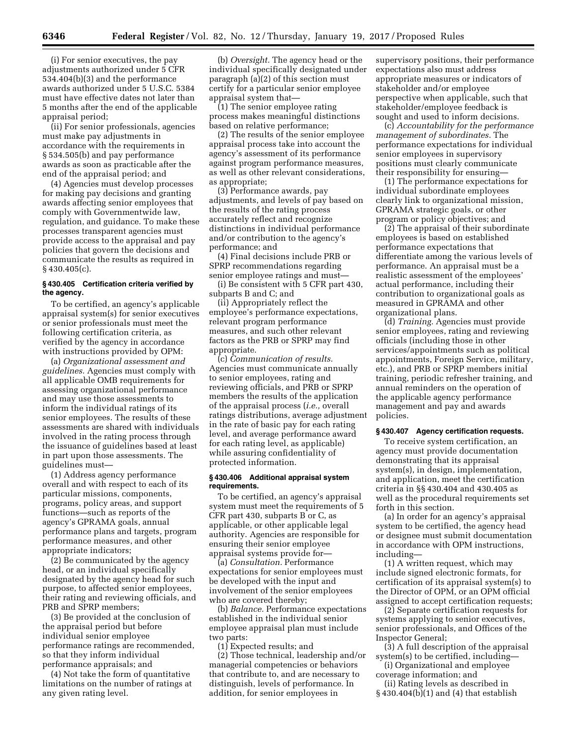(i) For senior executives, the pay adjustments authorized under 5 CFR 534.404(b)(3) and the performance awards authorized under 5 U.S.C. 5384 must have effective dates not later than 5 months after the end of the applicable appraisal period;

(ii) For senior professionals, agencies must make pay adjustments in accordance with the requirements in § 534.505(b) and pay performance awards as soon as practicable after the end of the appraisal period; and

(4) Agencies must develop processes for making pay decisions and granting awards affecting senior employees that comply with Governmentwide law, regulation, and guidance. To make these processes transparent agencies must provide access to the appraisal and pay policies that govern the decisions and communicate the results as required in § 430.405(c).

**§ 430.405 Certification criteria verified by the agency.**

To be certified, an agency's applicable appraisal system(s) for senior executives or senior professionals must meet the following certification criteria, as verified by the agency in accordance with instructions provided by OPM:

(a) *Organizational assessment and guidelines.* Agencies must comply with all applicable OMB requirements for assessing organizational performance and may use those assessments to inform the individual ratings of its senior employees. The results of these assessments are shared with individuals involved in the rating process through the issuance of guidelines based at least in part upon those assessments. The guidelines must—

(1) Address agency performance overall and with respect to each of its particular missions, components, programs, policy areas, and support functions—such as reports of the agency's GPRAMA goals, annual performance plans and targets, program performance measures, and other appropriate indicators;

(2) Be communicated by the agency head, or an individual specifically designated by the agency head for such purpose, to affected senior employees, their rating and reviewing officials, and PRB and SPRP members;

(3) Be provided at the conclusion of the appraisal period but before individual senior employee performance ratings are recommended, so that they inform individual performance appraisals; and

(4) Not take the form of quantitative limitations on the number of ratings at any given rating level.

(b) *Oversight.* The agency head or the individual specifically designated under paragraph (a)(2) of this section must certify for a particular senior employee appraisal system that—

(1) The senior employee rating process makes meaningful distinctions based on relative performance;

(2) The results of the senior employee appraisal process take into account the agency's assessment of its performance against program performance measures, as well as other relevant considerations, as appropriate;

(3) Performance awards, pay adjustments, and levels of pay based on the results of the rating process accurately reflect and recognize distinctions in individual performance and/or contribution to the agency's performance; and

(4) Final decisions include PRB or SPRP recommendations regarding senior employee ratings and must—

(i) Be consistent with 5 CFR part 430, subparts B and C; and

(ii) Appropriately reflect the employee's performance expectations, relevant program performance measures, and such other relevant factors as the PRB or SPRP may find appropriate.

(c) *Communication of results.* Agencies must communicate annually to senior employees, rating and reviewing officials, and PRB or SPRP members the results of the application of the appraisal process (*i.e.,* overall ratings distributions, average adjustment in the rate of basic pay for each rating level, and average performance award for each rating level, as applicable) while assuring confidentiality of protected information.

**§ 430.406 Additional appraisal system requirements.**

To be certified, an agency's appraisal system must meet the requirements of 5 CFR part 430, subparts B or C, as applicable, or other applicable legal authority. Agencies are responsible for ensuring their senior employee appraisal systems provide for—

(a) *Consultation.* Performance expectations for senior employees must be developed with the input and involvement of the senior employees who are covered thereby;

(b) *Balance.* Performance expectations established in the individual senior employee appraisal plan must include two parts:

(1) Expected results; and

(2) Those technical, leadership and/or managerial competencies or behaviors that contribute to, and are necessary to distinguish, levels of performance. In addition, for senior employees in supervisory positions, their performance expectations also must address appropriate measures or indicators of stakeholder and/or employee perspective when applicable, such that stakeholder/employee feedback is sought and used to inform decisions.

(c) *Accountability for the performance management of subordinates.* The performance expectations for individual senior employees in supervisory positions must clearly communicate their responsibility for ensuring—

(1) The performance expectations for individual subordinate employees clearly link to organizational mission, GPRAMA strategic goals, or other program or policy objectives; and

(2) The appraisal of their subordinate employees is based on established performance expectations that differentiate among the various levels of performance. An appraisal must be a realistic assessment of the employees' actual performance, including their contribution to organizational goals as measured in GPRAMA and other organizational plans.

(d) *Training.* Agencies must provide senior employees, rating and reviewing officials (including those in other services/appointments such as political appointments, Foreign Service, military, etc.), and PRB or SPRP members initial training, periodic refresher training, and annual reminders on the operation of the applicable agency performance management and pay and awards policies.

**§ 430.407 Agency certification requests.**

To receive system certification, an agency must provide documentation demonstrating that its appraisal system(s), in design, implementation, and application, meet the certification criteria in §§ 430.404 and 430.405 as well as the procedural requirements set forth in this section.

(a) In order for an agency's appraisal system to be certified, the agency head or designee must submit documentation in accordance with OPM instructions, including—

(1) A written request, which may include signed electronic formats, for certification of its appraisal system(s) to the Director of OPM, or an OPM official assigned to accept certification requests;

(2) Separate certification requests for systems applying to senior executives, senior professionals, and Offices of the Inspector General;

(3) A full description of the appraisal system(s) to be certified, including—

(i) Organizational and employee coverage information; and

(ii) Rating levels as described in § 430.404(b)(1) and (4) that establish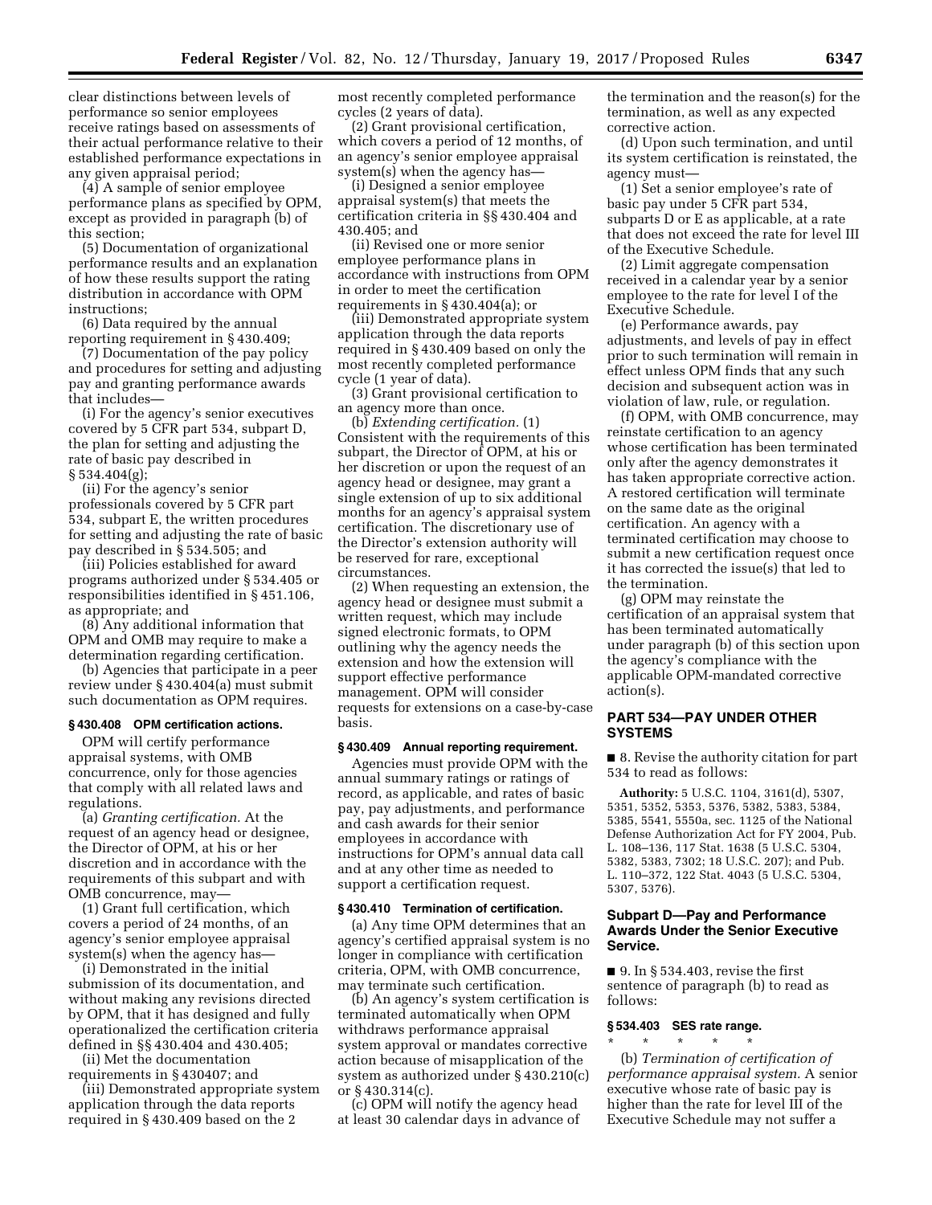clear distinctions between levels of performance so senior employees receive ratings based on assessments of their actual performance relative to their established performance expectations in any given appraisal period;

(4) A sample of senior employee performance plans as specified by OPM, except as provided in paragraph (b) of this section;

(5) Documentation of organizational performance results and an explanation of how these results support the rating distribution in accordance with OPM instructions;

(6) Data required by the annual reporting requirement in § 430.409;

(7) Documentation of the pay policy and procedures for setting and adjusting pay and granting performance awards that includes—

(i) For the agency's senior executives covered by 5 CFR part 534, subpart D, the plan for setting and adjusting the rate of basic pay described in § 534.404(g);

(ii) For the agency's senior professionals covered by 5 CFR part 534, subpart E, the written procedures for setting and adjusting the rate of basic pay described in § 534.505; and

(iii) Policies established for award programs authorized under § 534.405 or responsibilities identified in § 451.106, as appropriate; and

(8) Any additional information that OPM and OMB may require to make a determination regarding certification.

(b) Agencies that participate in a peer review under § 430.404(a) must submit such documentation as OPM requires.

### § 430.408 OPM certification actions.

OPM will certify performance appraisal systems, with OMB concurrence, only for those agencies that comply with all related laws and regulations.

(a) *Granting certification.* At the request of an agency head or designee, the Director of OPM, at his or her discretion and in accordance with the requirements of this subpart and with OMB concurrence, may—

(1) Grant full certification, which covers a period of 24 months, of an agency's senior employee appraisal system(s) when the agency has—

(i) Demonstrated in the initial submission of its documentation, and without making any revisions directed by OPM, that it has designed and fully operationalized the certification criteria defined in §§ 430.404 and 430.405;

(ii) Met the documentation requirements in § 430407; and

(iii) Demonstrated appropriate system application through the data reports required in § 430.409 based on the 2 most recently completed performance cycles (2 years of data).

(2) Grant provisional certification, which covers a period of 12 months, of an agency's senior employee appraisal system(s) when the agency has—

(i) Designed a senior employee appraisal system(s) that meets the certification criteria in §§ 430.404 and 430.405; and

(ii) Revised one or more senior employee performance plans in accordance with instructions from OPM in order to meet the certification requirements in § 430.404(a); or

(iii) Demonstrated appropriate system application through the data reports required in § 430.409 based on only the most recently completed performance cycle (1 year of data).

(3) Grant provisional certification to an agency more than once.

(b) *Extending certification.* (1) Consistent with the requirements of this subpart, the Director of OPM, at his or her discretion or upon the request of an agency head or designee, may grant a single extension of up to six additional months for an agency's appraisal system certification. The discretionary use of the Director's extension authority will be reserved for rare, exceptional circumstances.

(2) When requesting an extension, the agency head or designee must submit a written request, which may include signed electronic formats, to OPM outlining why the agency needs the extension and how the extension will support effective performance management. OPM will consider requests for extensions on a case-by-case basis.

### § 430.409 Annual reporting requirement.

Agencies must provide OPM with the annual summary ratings or ratings of record, as applicable, and rates of basic pay, pay adjustments, and performance and cash awards for their senior employees in accordance with instructions for OPM's annual data call and at any other time as needed to support a certification request.

### § 430.410 Termination of certification.

(a) Any time OPM determines that an agency's certified appraisal system is no longer in compliance with certification criteria, OPM, with OMB concurrence, may terminate such certification.

(b) An agency's system certification is terminated automatically when OPM withdraws performance appraisal system approval or mandates corrective action because of misapplication of the system as authorized under § 430.210(c) or § 430.314(c).

(c) OPM will notify the agency head at least 30 calendar days in advance of the termination and the reason(s) for the termination, as well as any expected corrective action.

(d) Upon such termination, and until its system certification is reinstated, the agency must—

(1) Set a senior employee's rate of basic pay under 5 CFR part 534, subparts D or E as applicable, at a rate that does not exceed the rate for level III of the Executive Schedule.

(2) Limit aggregate compensation received in a calendar year by a senior employee to the rate for level I of the Executive Schedule.

(e) Performance awards, pay adjustments, and levels of pay in effect prior to such termination will remain in effect unless OPM finds that any such decision and subsequent action was in violation of law, rule, or regulation.

(f) OPM, with OMB concurrence, may reinstate certification to an agency whose certification has been terminated only after the agency demonstrates it has taken appropriate corrective action. A restored certification will terminate on the same date as the original certification. An agency with a terminated certification may choose to submit a new certification request once it has corrected the issue(s) that led to the termination.

(g) OPM may reinstate the certification of an appraisal system that has been terminated automatically under paragraph (b) of this section upon the agency's compliance with the applicable OPM-mandated corrective action(s).

## PART 534—PAY UNDER OTHER SYSTEMS

■ 8. Revise the authority citation for part 534 to read as follows:

**Authority:** 5 U.S.C. 1104, 3161(d), 5307, 5351, 5352, 5353, 5376, 5382, 5383, 5384, 5385, 5541, 5550a, sec. 1125 of the National Defense Authorization Act for FY 2004, Pub. L. 108–136, 117 Stat. 1638 (5 U.S.C. 5304, 5382, 5383, 7302; 18 U.S.C. 207); and Pub. L. 110–372, 122 Stat. 4043 (5 U.S.C. 5304, 5307, 5376).

### Subpart D—Pay and Performance Awards Under the Senior Executive Service.

■ 9. In § 534.403, revise the first sentence of paragraph (b) to read as follows:

### § 534.403 SES rate range.

\* \* \* \* \*

(b) *Termination of certification of performance appraisal system.* A senior executive whose rate of basic pay is higher than the rate for level III of the Executive Schedule may not suffer a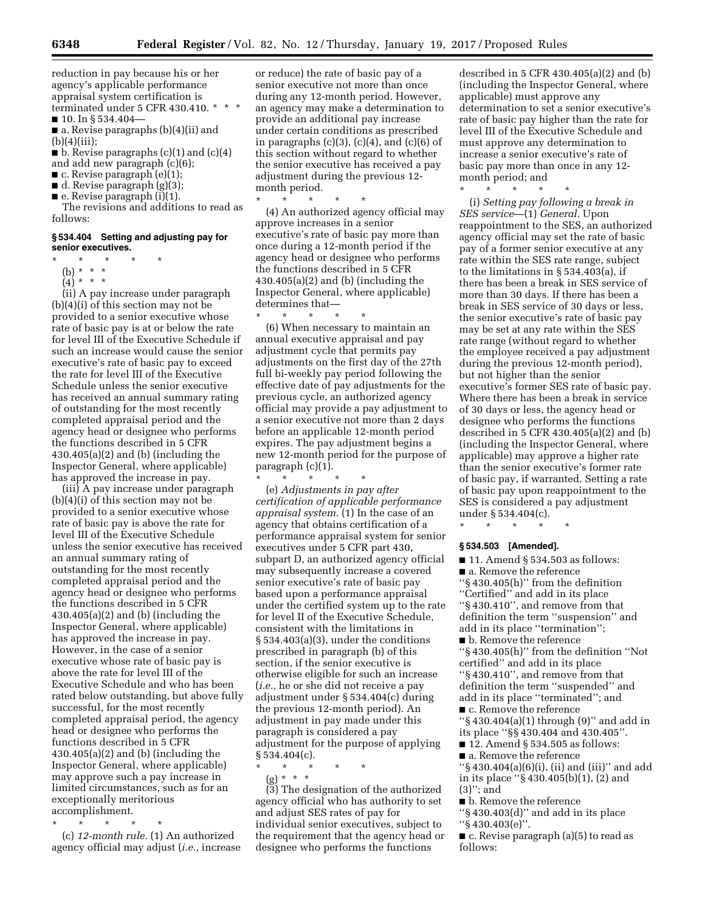reduction in pay because his or her agency's applicable performance appraisal system certification is terminated under 5 CFR 430.410. * * *

■ 10. In § 534.404—

■ a. Revise paragraphs (b)(4)(ii) and (b)(4)(iii);

■ b. Revise paragraphs (c)(1) and (c)(4) and add new paragraph (c)(6);

■ c. Revise paragraph (e)(1);

■ d. Revise paragraph (g)(3);

■ e. Revise paragraph (i)(1).

The revisions and additions to read as follows:

### § 534.404 Setting and adjusting pay for senior executives.

\* \* \* \* \*

(b) * * *

(4) * * *

(ii) A pay increase under paragraph (b)(4)(i) of this section may not be provided to a senior executive whose rate of basic pay is at or below the rate for level III of the Executive Schedule if such an increase would cause the senior executive's rate of basic pay to exceed the rate for level III of the Executive Schedule unless the senior executive has received an annual summary rating of outstanding for the most recently completed appraisal period and the agency head or designee who performs the functions described in 5 CFR 430.405(a)(2) and (b) (including the Inspector General, where applicable) has approved the increase in pay.

(iii) A pay increase under paragraph (b)(4)(i) of this section may not be provided to a senior executive whose rate of basic pay is above the rate for level III of the Executive Schedule unless the senior executive has received an annual summary rating of outstanding for the most recently completed appraisal period and the agency head or designee who performs the functions described in 5 CFR 430.405(a)(2) and (b) (including the Inspector General, where applicable) has approved the increase in pay. However, in the case of a senior executive whose rate of basic pay is above the rate for level III of the Executive Schedule and who has been rated below outstanding, but above fully successful, for the most recently completed appraisal period, the agency head or designee who performs the functions described in 5 CFR 430.405(a)(2) and (b) (including the Inspector General, where applicable) may approve such a pay increase in limited circumstances, such as for an exceptionally meritorious accomplishment.

\* \* \* \* \*

(c) *12-month rule.* (1) An authorized agency official may adjust (*i.e.,* increase or reduce) the rate of basic pay of a senior executive not more than once during any 12-month period. However, an agency may make a determination to provide an additional pay increase under certain conditions as prescribed in paragraphs (c)(3), (c)(4), and (c)(6) of this section without regard to whether the senior executive has received a pay adjustment during the previous 12-month period.

\* \* \* \* \*

(4) An authorized agency official may approve increases in a senior executive's rate of basic pay more than once during a 12-month period if the agency head or designee who performs the functions described in 5 CFR 430.405(a)(2) and (b) (including the Inspector General, where applicable) determines that—

\* \* \* \* \*

(6) When necessary to maintain an annual executive appraisal and pay adjustment cycle that permits pay adjustments on the first day of the 27th full bi-weekly pay period following the effective date of pay adjustments for the previous cycle, an authorized agency official may provide a pay adjustment to a senior executive not more than 2 days before an applicable 12-month period expires. The pay adjustment begins a new 12-month period for the purpose of paragraph (c)(1).

\* \* \* \* \*

(e) *Adjustments in pay after certification of applicable performance appraisal system.* (1) In the case of an agency that obtains certification of a performance appraisal system for senior executives under 5 CFR part 430, subpart D, an authorized agency official may subsequently increase a covered senior executive's rate of basic pay based upon a performance appraisal under the certified system up to the rate for level II of the Executive Schedule, consistent with the limitations in § 534.403(a)(3), under the conditions prescribed in paragraph (b) of this section, if the senior executive is otherwise eligible for such an increase (*i.e.,* he or she did not receive a pay adjustment under § 534.404(c) during the previous 12-month period). An adjustment in pay made under this paragraph is considered a pay adjustment for the purpose of applying § 534.404(c).

\* \* \* \* \*

(g) * * *

(3) The designation of the authorized agency official who has authority to set and adjust SES rates of pay for individual senior executives, subject to the requirement that the agency head or designee who performs the functions described in 5 CFR 430.405(a)(2) and (b) (including the Inspector General, where applicable) must approve any determination to set a senior executive's rate of basic pay higher than the rate for level III of the Executive Schedule and must approve any determination to increase a senior executive's rate of basic pay more than once in any 12-month period; and

\* \* \* \* \*

(i) *Setting pay following a break in SES service*—(1) *General.* Upon reappointment to the SES, an authorized agency official may set the rate of basic pay of a former senior executive at any rate within the SES rate range, subject to the limitations in § 534.403(a), if there has been a break in SES service of more than 30 days. If there has been a break in SES service of 30 days or less, the senior executive's rate of basic pay may be set at any rate within the SES rate range (without regard to whether the employee received a pay adjustment during the previous 12-month period), but not higher than the senior executive's former SES rate of basic pay. Where there has been a break in service of 30 days or less, the agency head or designee who performs the functions described in 5 CFR 430.405(a)(2) and (b) (including the Inspector General, where applicable) may approve a higher rate than the senior executive's former rate of basic pay, if warranted. Setting a rate of basic pay upon reappointment to the SES is considered a pay adjustment under § 534.404(c).

\* \* \* \* \*

### § 534.503 [Amended].

■ 11. Amend § 534.503 as follows:

■ a. Remove the reference "§ 430.405(h)" from the definition "Certified" and add in its place "§ 430.410", and remove from that definition the term "suspension" and add in its place "termination";

■ b. Remove the reference "§ 430.405(h)" from the definition "Not certified" and add in its place "§ 430.410", and remove from that definition the term "suspended" and add in its place "terminated"; and

■ c. Remove the reference "§ 430.404(a)(1) through (9)" and add in its place "§§ 430.404 and 430.405".

■ 12. Amend § 534.505 as follows:

■ a. Remove the reference "§ 430.404(a)(6)(i), (ii) and (iii)" and add in its place "§ 430.405(b)(1), (2) and (3)"; and

■ b. Remove the reference "§ 430.403(d)" and add in its place "§ 430.403(e)".

■ c. Revise paragraph (a)(5) to read as follows: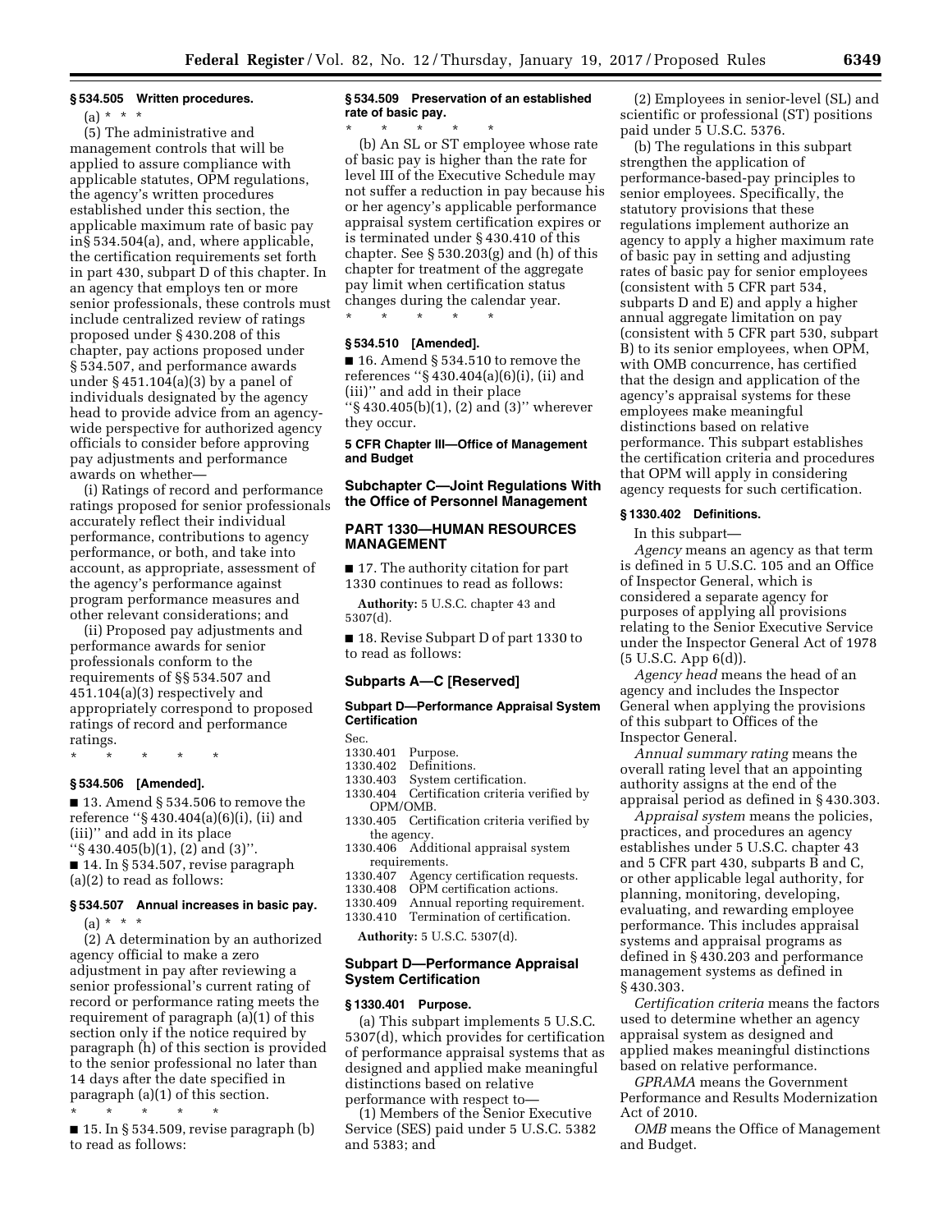### § 534.505 Written procedures.

(a) * * *

(5) The administrative and management controls that will be applied to assure compliance with applicable statutes, OPM regulations, the agency's written procedures established under this section, the applicable maximum rate of basic pay in§ 534.504(a), and, where applicable, the certification requirements set forth in part 430, subpart D of this chapter. In an agency that employs ten or more senior professionals, these controls must include centralized review of ratings proposed under § 430.208 of this chapter, pay actions proposed under § 534.507, and performance awards under § 451.104(a)(3) by a panel of individuals designated by the agency head to provide advice from an agency-wide perspective for authorized agency officials to consider before approving pay adjustments and performance awards on whether—

(i) Ratings of record and performance ratings proposed for senior professionals accurately reflect their individual performance, contributions to agency performance, or both, and take into account, as appropriate, assessment of the agency's performance against program performance measures and other relevant considerations; and

(ii) Proposed pay adjustments and performance awards for senior professionals conform to the requirements of §§ 534.507 and 451.104(a)(3) respectively and appropriately correspond to proposed ratings of record and performance ratings.

\* \* \* \* \*

### § 534.506 [Amended].

■ 13. Amend § 534.506 to remove the reference "§ 430.404(a)(6)(i), (ii) and (iii)" and add in its place "§ 430.405(b)(1), (2) and (3)".

■ 14. In § 534.507, revise paragraph (a)(2) to read as follows:

### § 534.507 Annual increases in basic pay.

(a) * * *

(2) A determination by an authorized agency official to make a zero adjustment in pay after reviewing a senior professional's current rating of record or performance rating meets the requirement of paragraph (a)(1) of this section only if the notice required by paragraph (h) of this section is provided to the senior professional no later than 14 days after the date specified in paragraph (a)(1) of this section.

\* \* \* \* \*

■ 15. In § 534.509, revise paragraph (b) to read as follows:

### § 534.509 Preservation of an established rate of basic pay.

\* \* \* \* \*

(b) An SL or ST employee whose rate of basic pay is higher than the rate for level III of the Executive Schedule may not suffer a reduction in pay because his or her agency's applicable performance appraisal system certification expires or is terminated under § 430.410 of this chapter. See § 530.203(g) and (h) of this chapter for treatment of the aggregate pay limit when certification status changes during the calendar year.

\* \* \* \* \*

### § 534.510 [Amended].

■ 16. Amend § 534.510 to remove the references "§ 430.404(a)(6)(i), (ii) and (iii)" and add in their place "§ 430.405(b)(1), (2) and (3)" wherever they occur.

## 5 CFR Chapter III—Office of Management and Budget

## Subchapter C—Joint Regulations With the Office of Personnel Management

## PART 1330—HUMAN RESOURCES MANAGEMENT

■ 17. The authority citation for part 1330 continues to read as follows:

**Authority:** 5 U.S.C. chapter 43 and 5307(d).

■ 18. Revise Subpart D of part 1330 to to read as follows:

## Subparts A—C [Reserved]

## Subpart D—Performance Appraisal System Certification

Sec.
1330.401 Purpose.
1330.402 Definitions.
1330.403 System certification.
1330.404 Certification criteria verified by OPM/OMB.
1330.405 Certification criteria verified by the agency.
1330.406 Additional appraisal system requirements.
1330.407 Agency certification requests.
1330.408 OPM certification actions.
1330.409 Annual reporting requirement.
1330.410 Termination of certification.

**Authority:** 5 U.S.C. 5307(d).

## Subpart D—Performance Appraisal System Certification

### § 1330.401 Purpose.

(a) This subpart implements 5 U.S.C. 5307(d), which provides for certification of performance appraisal systems that as designed and applied make meaningful distinctions based on relative performance with respect to—

(1) Members of the Senior Executive Service (SES) paid under 5 U.S.C. 5382 and 5383; and

(2) Employees in senior-level (SL) and scientific or professional (ST) positions paid under 5 U.S.C. 5376.

(b) The regulations in this subpart strengthen the application of performance-based-pay principles to senior employees. Specifically, the statutory provisions that these regulations implement authorize an agency to apply a higher maximum rate of basic pay in setting and adjusting rates of basic pay for senior employees (consistent with 5 CFR part 534, subparts D and E) and apply a higher annual aggregate limitation on pay (consistent with 5 CFR part 530, subpart B) to its senior employees, when OPM, with OMB concurrence, has certified that the design and application of the agency's appraisal systems for these employees make meaningful distinctions based on relative performance. This subpart establishes the certification criteria and procedures that OPM will apply in considering agency requests for such certification.

### § 1330.402 Definitions.

In this subpart—

*Agency* means an agency as that term is defined in 5 U.S.C. 105 and an Office of Inspector General, which is considered a separate agency for purposes of applying all provisions relating to the Senior Executive Service under the Inspector General Act of 1978 (5 U.S.C. App 6(d)).

*Agency head* means the head of an agency and includes the Inspector General when applying the provisions of this subpart to Offices of the Inspector General.

*Annual summary rating* means the overall rating level that an appointing authority assigns at the end of the appraisal period as defined in § 430.303.

*Appraisal system* means the policies, practices, and procedures an agency establishes under 5 U.S.C. chapter 43 and 5 CFR part 430, subparts B and C, or other applicable legal authority, for planning, monitoring, developing, evaluating, and rewarding employee performance. This includes appraisal systems and appraisal programs as defined in § 430.203 and performance management systems as defined in § 430.303.

*Certification criteria* means the factors used to determine whether an agency appraisal system as designed and applied makes meaningful distinctions based on relative performance.

*GPRAMA* means the Government Performance and Results Modernization Act of 2010.

*OMB* means the Office of Management and Budget.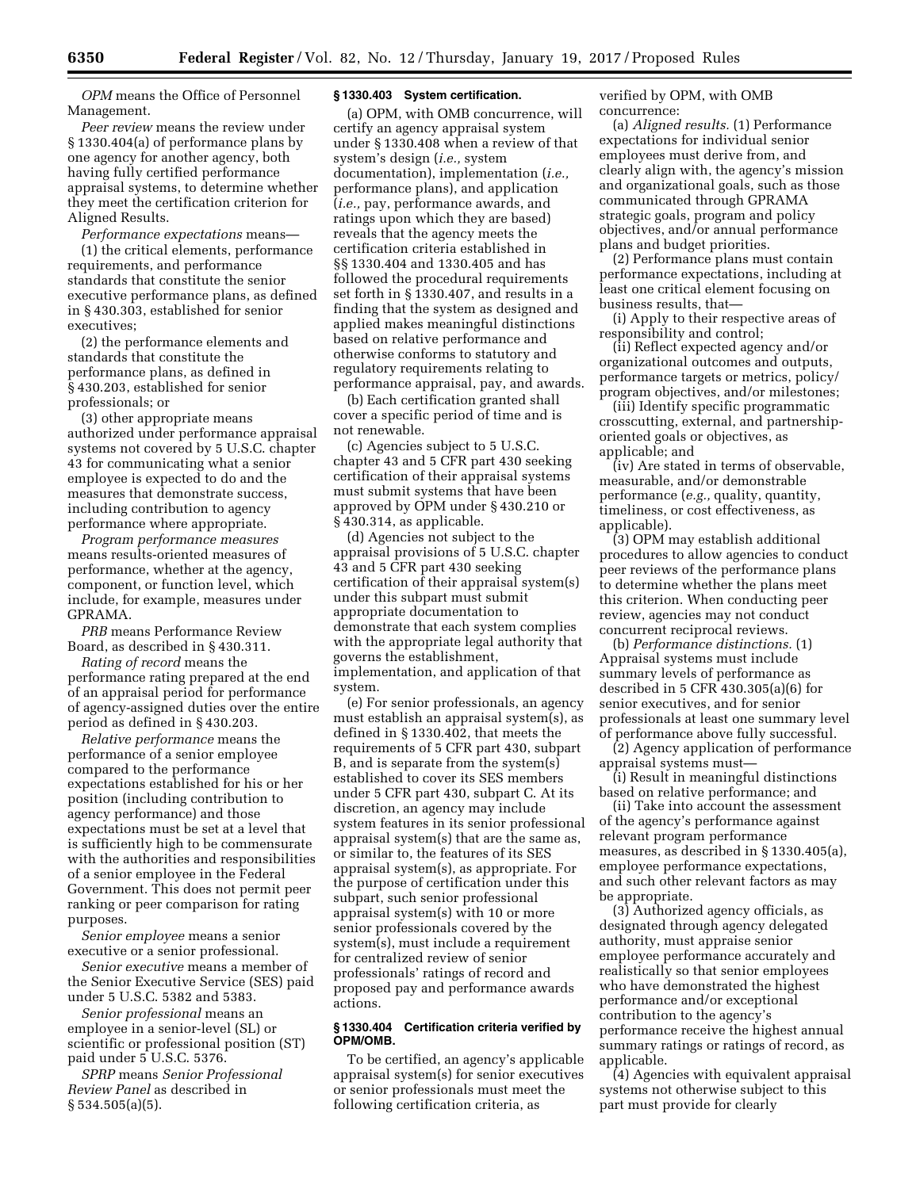*OPM* means the Office of Personnel Management.

*Peer review* means the review under § 1330.404(a) of performance plans by one agency for another agency, both having fully certified performance appraisal systems, to determine whether they meet the certification criterion for Aligned Results.

*Performance expectations* means—

(1) the critical elements, performance requirements, and performance standards that constitute the senior executive performance plans, as defined in § 430.303, established for senior executives;

(2) the performance elements and standards that constitute the performance plans, as defined in § 430.203, established for senior professionals; or

(3) other appropriate means authorized under performance appraisal systems not covered by 5 U.S.C. chapter 43 for communicating what a senior employee is expected to do and the measures that demonstrate success, including contribution to agency performance where appropriate.

*Program performance measures* means results-oriented measures of performance, whether at the agency, component, or function level, which include, for example, measures under GPRAMA.

*PRB* means Performance Review Board, as described in § 430.311.

*Rating of record* means the performance rating prepared at the end of an appraisal period for performance of agency-assigned duties over the entire period as defined in § 430.203.

*Relative performance* means the performance of a senior employee compared to the performance expectations established for his or her position (including contribution to agency performance) and those expectations must be set at a level that is sufficiently high to be commensurate with the authorities and responsibilities of a senior employee in the Federal Government. This does not permit peer ranking or peer comparison for rating purposes.

*Senior employee* means a senior executive or a senior professional.

*Senior executive* means a member of the Senior Executive Service (SES) paid under 5 U.S.C. 5382 and 5383.

*Senior professional* means an employee in a senior-level (SL) or scientific or professional position (ST) paid under 5 U.S.C. 5376.

*SPRP* means *Senior Professional Review Panel* as described in § 534.505(a)(5).

### § 1330.403 System certification.

(a) OPM, with OMB concurrence, will certify an agency appraisal system under § 1330.408 when a review of that system's design (*i.e.,* system documentation), implementation (*i.e.,* performance plans), and application (*i.e.,* pay, performance awards, and ratings upon which they are based) reveals that the agency meets the certification criteria established in §§ 1330.404 and 1330.405 and has followed the procedural requirements set forth in § 1330.407, and results in a finding that the system as designed and applied makes meaningful distinctions based on relative performance and otherwise conforms to statutory and regulatory requirements relating to performance appraisal, pay, and awards.

(b) Each certification granted shall cover a specific period of time and is not renewable.

(c) Agencies subject to 5 U.S.C. chapter 43 and 5 CFR part 430 seeking certification of their appraisal systems must submit systems that have been approved by OPM under § 430.210 or § 430.314, as applicable.

(d) Agencies not subject to the appraisal provisions of 5 U.S.C. chapter 43 and 5 CFR part 430 seeking certification of their appraisal system(s) under this subpart must submit appropriate documentation to demonstrate that each system complies with the appropriate legal authority that governs the establishment, implementation, and application of that system.

(e) For senior professionals, an agency must establish an appraisal system(s), as defined in § 1330.402, that meets the requirements of 5 CFR part 430, subpart B, and is separate from the system(s) established to cover its SES members under 5 CFR part 430, subpart C. At its discretion, an agency may include system features in its senior professional appraisal system(s) that are the same as, or similar to, the features of its SES appraisal system(s), as appropriate. For the purpose of certification under this subpart, such senior professional appraisal system(s) with 10 or more senior professionals covered by the system(s), must include a requirement for centralized review of senior professionals' ratings of record and proposed pay and performance awards actions.

### § 1330.404 Certification criteria verified by OPM/OMB.

To be certified, an agency's applicable appraisal system(s) for senior executives or senior professionals must meet the following certification criteria, as verified by OPM, with OMB concurrence:

(a) *Aligned results.* (1) Performance expectations for individual senior employees must derive from, and clearly align with, the agency's mission and organizational goals, such as those communicated through GPRAMA strategic goals, program and policy objectives, and/or annual performance plans and budget priorities.

(2) Performance plans must contain performance expectations, including at least one critical element focusing on business results, that—

(i) Apply to their respective areas of responsibility and control;

(ii) Reflect expected agency and/or organizational outcomes and outputs, performance targets or metrics, policy/program objectives, and/or milestones;

(iii) Identify specific programmatic crosscutting, external, and partnership-oriented goals or objectives, as applicable; and

(iv) Are stated in terms of observable, measurable, and/or demonstrable performance (*e.g.,* quality, quantity, timeliness, or cost effectiveness, as applicable).

(3) OPM may establish additional procedures to allow agencies to conduct peer reviews of the performance plans to determine whether the plans meet this criterion. When conducting peer review, agencies may not conduct concurrent reciprocal reviews.

(b) *Performance distinctions.* (1) Appraisal systems must include summary levels of performance as described in 5 CFR 430.305(a)(6) for senior executives, and for senior professionals at least one summary level of performance above fully successful.

(2) Agency application of performance appraisal systems must—

(i) Result in meaningful distinctions based on relative performance; and

(ii) Take into account the assessment of the agency's performance against relevant program performance measures, as described in § 1330.405(a), employee performance expectations, and such other relevant factors as may be appropriate.

(3) Authorized agency officials, as designated through agency delegated authority, must appraise senior employee performance accurately and realistically so that senior employees who have demonstrated the highest performance and/or exceptional contribution to the agency's performance receive the highest annual summary ratings or ratings of record, as applicable.

(4) Agencies with equivalent appraisal systems not otherwise subject to this part must provide for clearly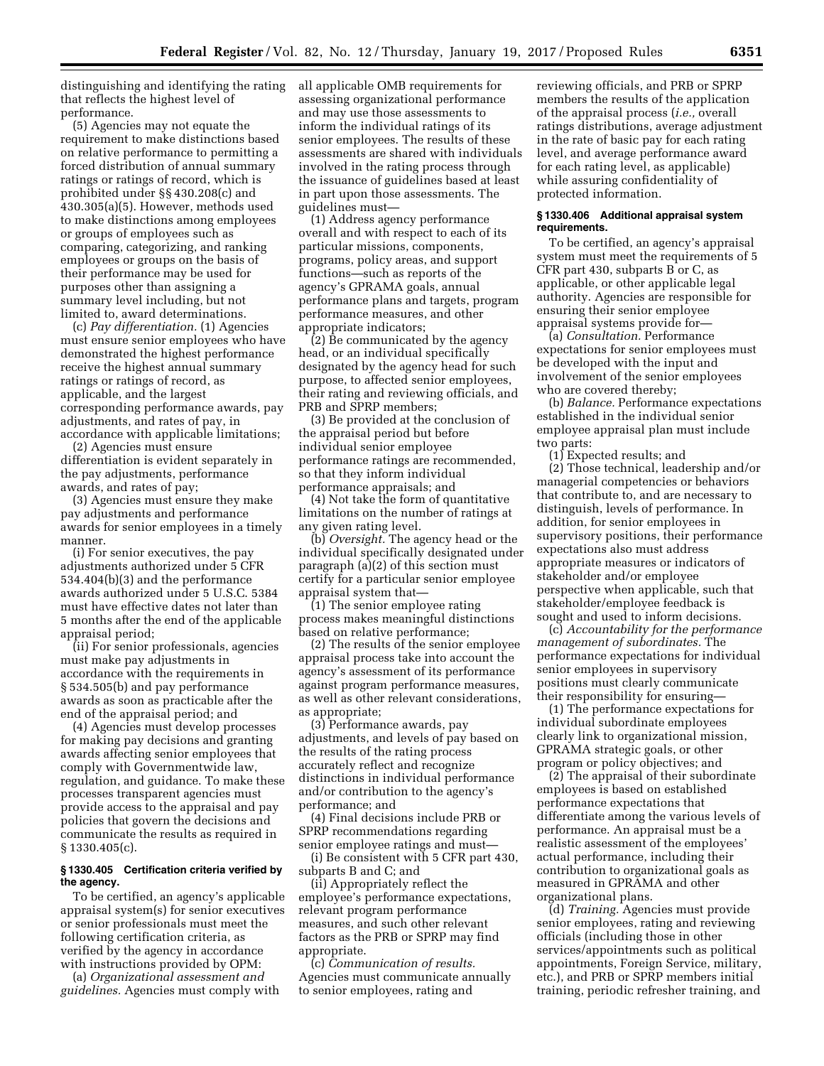distinguishing and identifying the rating that reflects the highest level of performance.

(5) Agencies may not equate the requirement to make distinctions based on relative performance to permitting a forced distribution of annual summary ratings or ratings of record, which is prohibited under §§ 430.208(c) and 430.305(a)(5). However, methods used to make distinctions among employees or groups of employees such as comparing, categorizing, and ranking employees or groups on the basis of their performance may be used for purposes other than assigning a summary level including, but not limited to, award determinations.

(c) *Pay differentiation.* (1) Agencies must ensure senior employees who have demonstrated the highest performance receive the highest annual summary ratings or ratings of record, as applicable, and the largest corresponding performance awards, pay adjustments, and rates of pay, in accordance with applicable limitations;

(2) Agencies must ensure differentiation is evident separately in the pay adjustments, performance awards, and rates of pay;

(3) Agencies must ensure they make pay adjustments and performance awards for senior employees in a timely manner.

(i) For senior executives, the pay adjustments authorized under 5 CFR 534.404(b)(3) and the performance awards authorized under 5 U.S.C. 5384 must have effective dates not later than 5 months after the end of the applicable appraisal period;

(ii) For senior professionals, agencies must make pay adjustments in accordance with the requirements in § 534.505(b) and pay performance awards as soon as practicable after the end of the appraisal period; and

(4) Agencies must develop processes for making pay decisions and granting awards affecting senior employees that comply with Governmentwide law, regulation, and guidance. To make these processes transparent agencies must provide access to the appraisal and pay policies that govern the decisions and communicate the results as required in § 1330.405(c).

### § 1330.405 Certification criteria verified by the agency.

To be certified, an agency's applicable appraisal system(s) for senior executives or senior professionals must meet the following certification criteria, as verified by the agency in accordance with instructions provided by OPM:

(a) *Organizational assessment and guidelines.* Agencies must comply with all applicable OMB requirements for assessing organizational performance and may use those assessments to inform the individual ratings of its senior employees. The results of these assessments are shared with individuals involved in the rating process through the issuance of guidelines based at least in part upon those assessments. The guidelines must—

(1) Address agency performance overall and with respect to each of its particular missions, components, programs, policy areas, and support functions—such as reports of the agency's GPRAMA goals, annual performance plans and targets, program performance measures, and other appropriate indicators;

(2) Be communicated by the agency head, or an individual specifically designated by the agency head for such purpose, to affected senior employees, their rating and reviewing officials, and PRB and SPRP members;

(3) Be provided at the conclusion of the appraisal period but before individual senior employee performance ratings are recommended, so that they inform individual performance appraisals; and

(4) Not take the form of quantitative limitations on the number of ratings at any given rating level.

(b) *Oversight.* The agency head or the individual specifically designated under paragraph (a)(2) of this section must certify for a particular senior employee appraisal system that—

(1) The senior employee rating process makes meaningful distinctions based on relative performance;

(2) The results of the senior employee appraisal process take into account the agency's assessment of its performance against program performance measures, as well as other relevant considerations, as appropriate;

(3) Performance awards, pay adjustments, and levels of pay based on the results of the rating process accurately reflect and recognize distinctions in individual performance and/or contribution to the agency's performance; and

(4) Final decisions include PRB or SPRP recommendations regarding senior employee ratings and must—

(i) Be consistent with 5 CFR part 430, subparts B and C; and

(ii) Appropriately reflect the employee's performance expectations, relevant program performance measures, and such other relevant factors as the PRB or SPRP may find appropriate.

(c) *Communication of results.* Agencies must communicate annually to senior employees, rating and reviewing officials, and PRB or SPRP members the results of the application of the appraisal process (*i.e.,* overall ratings distributions, average adjustment in the rate of basic pay for each rating level, and average performance award for each rating level, as applicable) while assuring confidentiality of protected information.

### § 1330.406 Additional appraisal system requirements.

To be certified, an agency's appraisal system must meet the requirements of 5 CFR part 430, subparts B or C, as applicable, or other applicable legal authority. Agencies are responsible for ensuring their senior employee appraisal systems provide for—

(a) *Consultation.* Performance expectations for senior employees must be developed with the input and involvement of the senior employees who are covered thereby;

(b) *Balance.* Performance expectations established in the individual senior employee appraisal plan must include two parts:

(1) Expected results; and

(2) Those technical, leadership and/or managerial competencies or behaviors that contribute to, and are necessary to distinguish, levels of performance. In addition, for senior employees in supervisory positions, their performance expectations also must address appropriate measures or indicators of stakeholder and/or employee perspective when applicable, such that stakeholder/employee feedback is sought and used to inform decisions.

(c) *Accountability for the performance management of subordinates.* The performance expectations for individual senior employees in supervisory positions must clearly communicate their responsibility for ensuring—

(1) The performance expectations for individual subordinate employees clearly link to organizational mission, GPRAMA strategic goals, or other program or policy objectives; and

(2) The appraisal of their subordinate employees is based on established performance expectations that differentiate among the various levels of performance. An appraisal must be a realistic assessment of the employees' actual performance, including their contribution to organizational goals as measured in GPRAMA and other organizational plans.

(d) *Training.* Agencies must provide senior employees, rating and reviewing officials (including those in other services/appointments such as political appointments, Foreign Service, military, etc.), and PRB or SPRP members initial training, periodic refresher training, and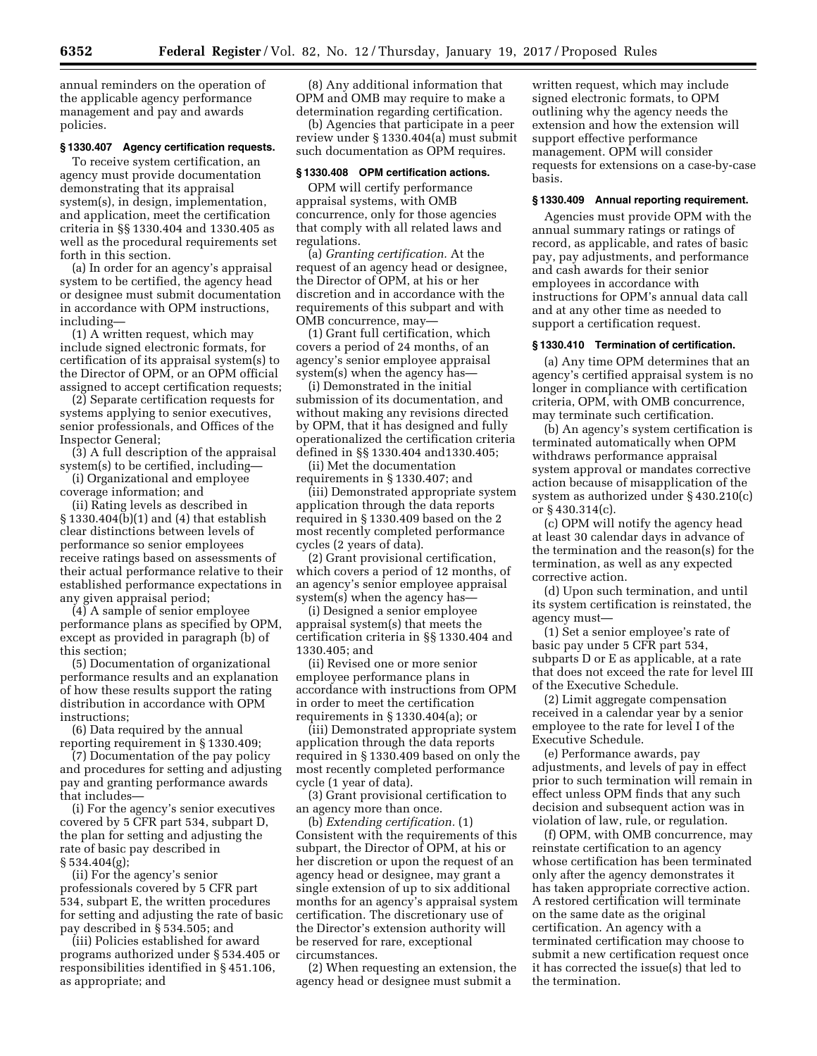annual reminders on the operation of the applicable agency performance management and pay and awards policies.

### § 1330.407 Agency certification requests.

To receive system certification, an agency must provide documentation demonstrating that its appraisal system(s), in design, implementation, and application, meet the certification criteria in §§ 1330.404 and 1330.405 as well as the procedural requirements set forth in this section.

(a) In order for an agency's appraisal system to be certified, the agency head or designee must submit documentation in accordance with OPM instructions, including—

(1) A written request, which may include signed electronic formats, for certification of its appraisal system(s) to the Director of OPM, or an OPM official assigned to accept certification requests;

(2) Separate certification requests for systems applying to senior executives, senior professionals, and Offices of the Inspector General;

(3) A full description of the appraisal system(s) to be certified, including—

(i) Organizational and employee coverage information; and

(ii) Rating levels as described in § 1330.404(b)(1) and (4) that establish clear distinctions between levels of performance so senior employees receive ratings based on assessments of their actual performance relative to their established performance expectations in any given appraisal period;

(4) A sample of senior employee performance plans as specified by OPM, except as provided in paragraph (b) of this section;

(5) Documentation of organizational performance results and an explanation of how these results support the rating distribution in accordance with OPM instructions;

(6) Data required by the annual reporting requirement in § 1330.409;

(7) Documentation of the pay policy and procedures for setting and adjusting pay and granting performance awards that includes—

(i) For the agency's senior executives covered by 5 CFR part 534, subpart D, the plan for setting and adjusting the rate of basic pay described in § 534.404(g);

(ii) For the agency's senior professionals covered by 5 CFR part 534, subpart E, the written procedures for setting and adjusting the rate of basic pay described in § 534.505; and

(iii) Policies established for award programs authorized under § 534.405 or responsibilities identified in § 451.106, as appropriate; and

(8) Any additional information that OPM and OMB may require to make a determination regarding certification.

(b) Agencies that participate in a peer review under § 1330.404(a) must submit such documentation as OPM requires.

### § 1330.408 OPM certification actions.

OPM will certify performance appraisal systems, with OMB concurrence, only for those agencies that comply with all related laws and regulations.

(a) *Granting certification.* At the request of an agency head or designee, the Director of OPM, at his or her discretion and in accordance with the requirements of this subpart and with OMB concurrence, may—

(1) Grant full certification, which covers a period of 24 months, of an agency's senior employee appraisal system(s) when the agency has—

(i) Demonstrated in the initial submission of its documentation, and without making any revisions directed by OPM, that it has designed and fully operationalized the certification criteria defined in §§ 1330.404 and1330.405;

(ii) Met the documentation requirements in § 1330.407; and

(iii) Demonstrated appropriate system application through the data reports required in § 1330.409 based on the 2 most recently completed performance cycles (2 years of data).

(2) Grant provisional certification, which covers a period of 12 months, of an agency's senior employee appraisal system(s) when the agency has—

(i) Designed a senior employee appraisal system(s) that meets the certification criteria in §§ 1330.404 and 1330.405; and

(ii) Revised one or more senior employee performance plans in accordance with instructions from OPM in order to meet the certification requirements in § 1330.404(a); or

(iii) Demonstrated appropriate system application through the data reports required in § 1330.409 based on only the most recently completed performance cycle (1 year of data).

(3) Grant provisional certification to an agency more than once.

(b) *Extending certification.* (1) Consistent with the requirements of this subpart, the Director of OPM, at his or her discretion or upon the request of an agency head or designee, may grant a single extension of up to six additional months for an agency's appraisal system certification. The discretionary use of the Director's extension authority will be reserved for rare, exceptional circumstances.

(2) When requesting an extension, the agency head or designee must submit a written request, which may include signed electronic formats, to OPM outlining why the agency needs the extension and how the extension will support effective performance management. OPM will consider requests for extensions on a case-by-case basis.

### § 1330.409 Annual reporting requirement.

Agencies must provide OPM with the annual summary ratings or ratings of record, as applicable, and rates of basic pay, pay adjustments, and performance and cash awards for their senior employees in accordance with instructions for OPM's annual data call and at any other time as needed to support a certification request.

### § 1330.410 Termination of certification.

(a) Any time OPM determines that an agency's certified appraisal system is no longer in compliance with certification criteria, OPM, with OMB concurrence, may terminate such certification.

(b) An agency's system certification is terminated automatically when OPM withdraws performance appraisal system approval or mandates corrective action because of misapplication of the system as authorized under § 430.210(c) or § 430.314(c).

(c) OPM will notify the agency head at least 30 calendar days in advance of the termination and the reason(s) for the termination, as well as any expected corrective action.

(d) Upon such termination, and until its system certification is reinstated, the agency must—

(1) Set a senior employee's rate of basic pay under 5 CFR part 534, subparts D or E as applicable, at a rate that does not exceed the rate for level III of the Executive Schedule.

(2) Limit aggregate compensation received in a calendar year by a senior employee to the rate for level I of the Executive Schedule.

(e) Performance awards, pay adjustments, and levels of pay in effect prior to such termination will remain in effect unless OPM finds that any such decision and subsequent action was in violation of law, rule, or regulation.

(f) OPM, with OMB concurrence, may reinstate certification to an agency whose certification has been terminated only after the agency demonstrates it has taken appropriate corrective action. A restored certification will terminate on the same date as the original certification. An agency with a terminated certification may choose to submit a new certification request once it has corrected the issue(s) that led to the termination.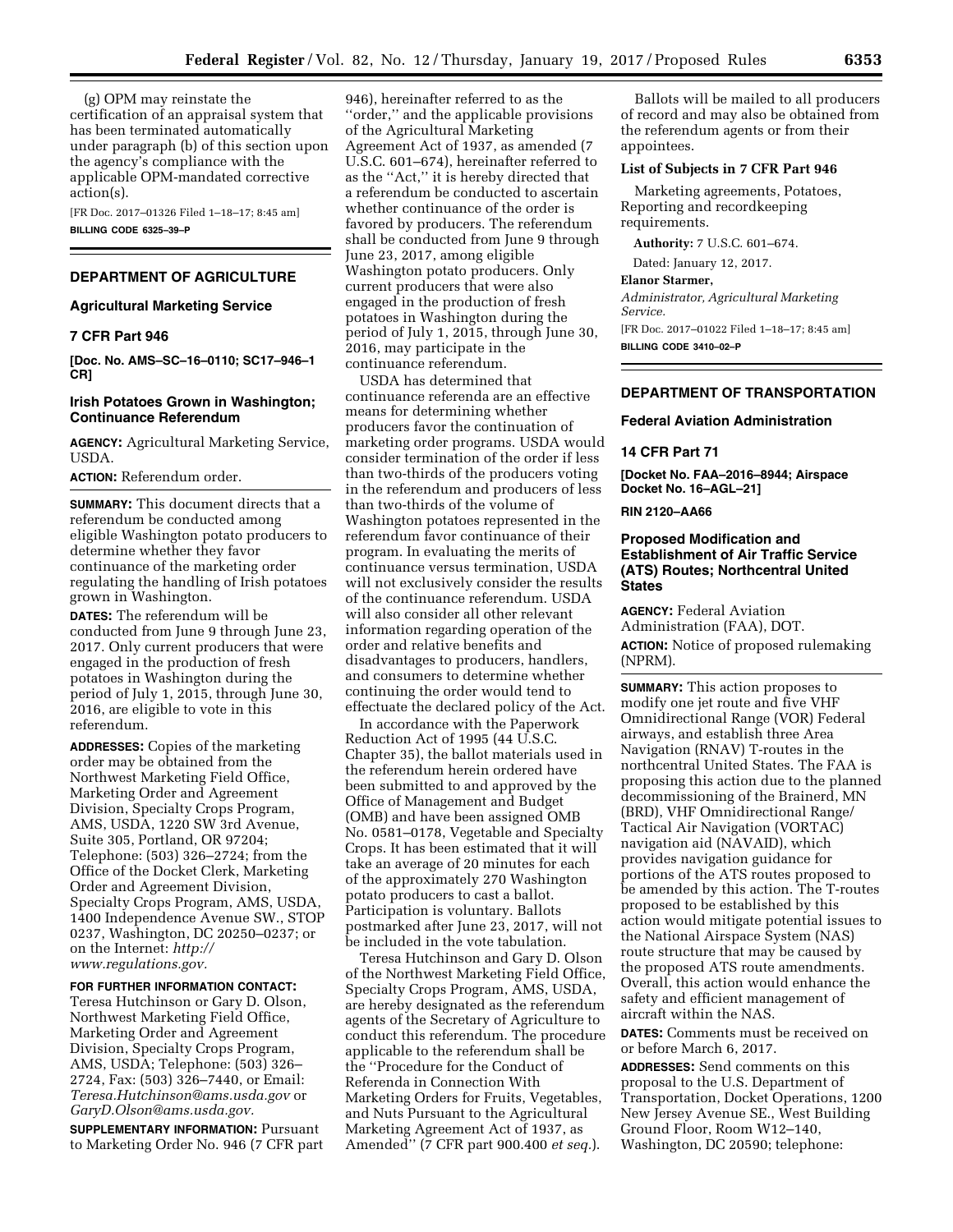(g) OPM may reinstate the certification of an appraisal system that has been terminated automatically under paragraph (b) of this section upon the agency's compliance with the applicable OPM-mandated corrective action(s).

[FR Doc. 2017–01326 Filed 1–18–17; 8:45 am]

**BILLING CODE 6325–39–P**

---

## DEPARTMENT OF AGRICULTURE

### Agricultural Marketing Service

### 7 CFR Part 946

**[Doc. No. AMS–SC–16–0110; SC17–946–1 CR]**

### Irish Potatoes Grown in Washington; Continuance Referendum

**AGENCY:** Agricultural Marketing Service, USDA.

**ACTION:** Referendum order.

---

**SUMMARY:** This document directs that a referendum be conducted among eligible Washington potato producers to determine whether they favor continuance of the marketing order regulating the handling of Irish potatoes grown in Washington.

**DATES:** The referendum will be conducted from June 9 through June 23, 2017. Only current producers that were engaged in the production of fresh potatoes in Washington during the period of July 1, 2015, through June 30, 2016, are eligible to vote in this referendum.

**ADDRESSES:** Copies of the marketing order may be obtained from the Northwest Marketing Field Office, Marketing Order and Agreement Division, Specialty Crops Program, AMS, USDA, 1220 SW 3rd Avenue, Suite 305, Portland, OR 97204; Telephone: (503) 326–2724; from the Office of the Docket Clerk, Marketing Order and Agreement Division, Specialty Crops Program, AMS, USDA, 1400 Independence Avenue SW., STOP 0237, Washington, DC 20250–0237; or on the Internet: *http://www.regulations.gov.*

**FOR FURTHER INFORMATION CONTACT:** Teresa Hutchinson or Gary D. Olson, Northwest Marketing Field Office, Marketing Order and Agreement Division, Specialty Crops Program, AMS, USDA; Telephone: (503) 326–2724, Fax: (503) 326–7440, or Email: *Teresa.Hutchinson@ams.usda.gov* or *GaryD.Olson@ams.usda.gov.*

**SUPPLEMENTARY INFORMATION:** Pursuant to Marketing Order No. 946 (7 CFR part 946), hereinafter referred to as the ''order,'' and the applicable provisions of the Agricultural Marketing Agreement Act of 1937, as amended (7 U.S.C. 601–674), hereinafter referred to as the ''Act,'' it is hereby directed that a referendum be conducted to ascertain whether continuance of the order is favored by producers. The referendum shall be conducted from June 9 through June 23, 2017, among eligible Washington potato producers. Only current producers that were also engaged in the production of fresh potatoes in Washington during the period of July 1, 2015, through June 30, 2016, may participate in the continuance referendum.

USDA has determined that continuance referenda are an effective means for determining whether producers favor the continuation of marketing order programs. USDA would consider termination of the order if less than two-thirds of the producers voting in the referendum and producers of less than two-thirds of the volume of Washington potatoes represented in the referendum favor continuance of their program. In evaluating the merits of continuance versus termination, USDA will not exclusively consider the results of the continuance referendum. USDA will also consider all other relevant information regarding operation of the order and relative benefits and disadvantages to producers, handlers, and consumers to determine whether continuing the order would tend to effectuate the declared policy of the Act.

In accordance with the Paperwork Reduction Act of 1995 (44 U.S.C. Chapter 35), the ballot materials used in the referendum herein ordered have been submitted to and approved by the Office of Management and Budget (OMB) and have been assigned OMB No. 0581–0178, Vegetable and Specialty Crops. It has been estimated that it will take an average of 20 minutes for each of the approximately 270 Washington potato producers to cast a ballot. Participation is voluntary. Ballots postmarked after June 23, 2017, will not be included in the vote tabulation.

Teresa Hutchinson and Gary D. Olson of the Northwest Marketing Field Office, Specialty Crops Program, AMS, USDA, are hereby designated as the referendum agents of the Secretary of Agriculture to conduct this referendum. The procedure applicable to the referendum shall be the ''Procedure for the Conduct of Referenda in Connection With Marketing Orders for Fruits, Vegetables, and Nuts Pursuant to the Agricultural Marketing Agreement Act of 1937, as Amended'' (7 CFR part 900.400 *et seq.*).

Ballots will be mailed to all producers of record and may also be obtained from the referendum agents or from their appointees.

### List of Subjects in 7 CFR Part 946

Marketing agreements, Potatoes, Reporting and recordkeeping requirements.

**Authority:** 7 U.S.C. 601–674.

Dated: January 12, 2017.

**Elanor Starmer,**

*Administrator, Agricultural Marketing Service.*

[FR Doc. 2017–01022 Filed 1–18–17; 8:45 am]

**BILLING CODE 3410–02–P**

---

## DEPARTMENT OF TRANSPORTATION

### Federal Aviation Administration

### 14 CFR Part 71

**[Docket No. FAA–2016–8944; Airspace Docket No. 16–AGL–21]**

**RIN 2120–AA66**

### Proposed Modification and Establishment of Air Traffic Service (ATS) Routes; Northcentral United States

**AGENCY:** Federal Aviation Administration (FAA), DOT.

**ACTION:** Notice of proposed rulemaking (NPRM).

---

**SUMMARY:** This action proposes to modify one jet route and five VHF Omnidirectional Range (VOR) Federal airways, and establish three Area Navigation (RNAV) T-routes in the northcentral United States. The FAA is proposing this action due to the planned decommissioning of the Brainerd, MN (BRD), VHF Omnidirectional Range/Tactical Air Navigation (VORTAC) navigation aid (NAVAID), which provides navigation guidance for portions of the ATS routes proposed to be amended by this action. The T-routes proposed to be established by this action would mitigate potential issues to the National Airspace System (NAS) route structure that may be caused by the proposed ATS route amendments. Overall, this action would enhance the safety and efficient management of aircraft within the NAS.

**DATES:** Comments must be received on or before March 6, 2017.

**ADDRESSES:** Send comments on this proposal to the U.S. Department of Transportation, Docket Operations, 1200 New Jersey Avenue SE., West Building Ground Floor, Room W12–140, Washington, DC 20590; telephone: